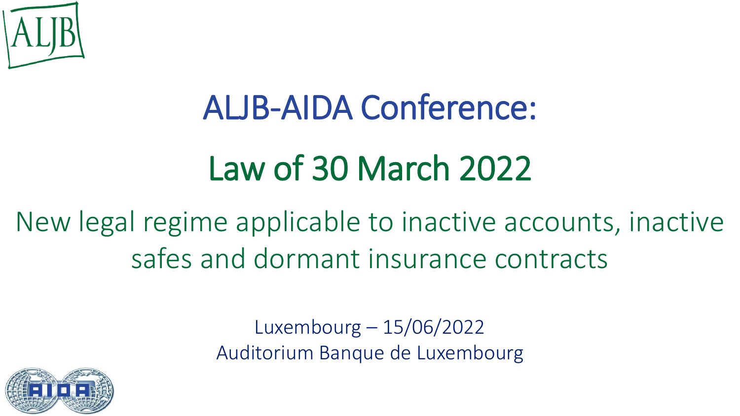# ALJB-AIDA Conference:

# Law of 30 March 2022

## New legal regime applicable to inactive accounts, inactive safes and dormant insurance contracts

Luxembourg – 15/06/2022
Auditorium Banque de Luxembourg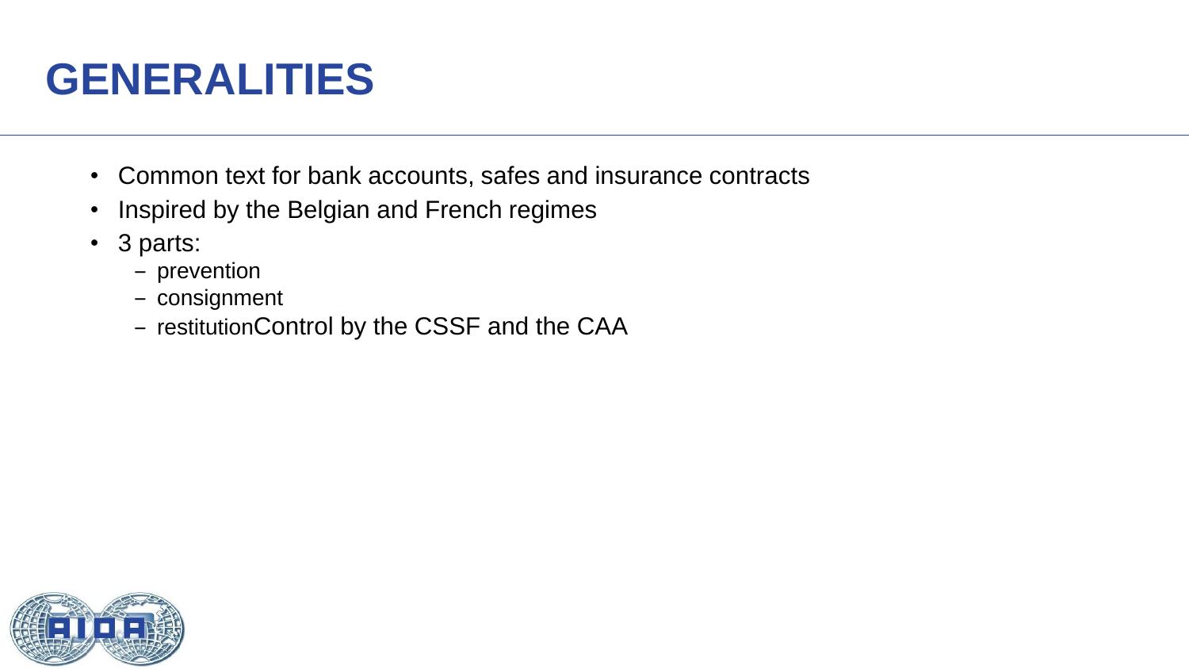# GENERALITIES

- Common text for bank accounts, safes and insurance contracts
- Inspired by the Belgian and French regimes
- 3 parts:
  - prevention
  - consignment
  - restitutionControl by the CSSF and the CAA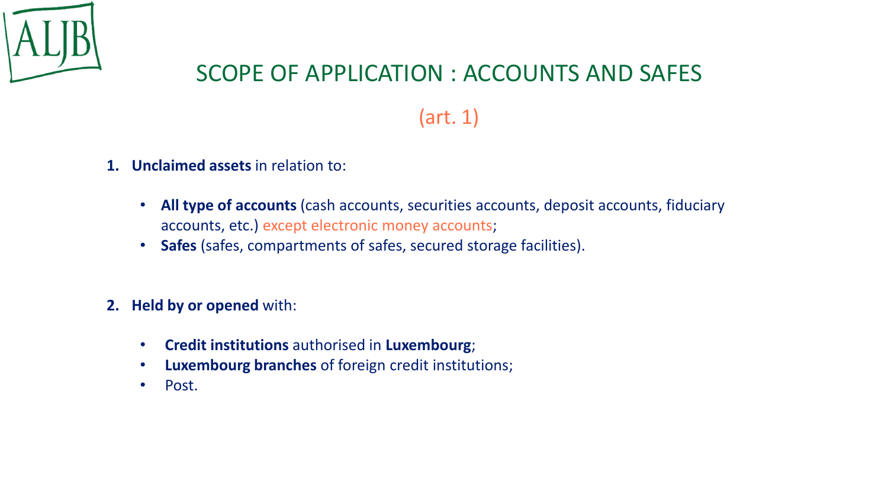# SCOPE OF APPLICATION : ACCOUNTS AND SAFES

(art. 1)

1. **Unclaimed assets** in relation to:

   - **All type of accounts** (cash accounts, securities accounts, deposit accounts, fiduciary accounts, etc.) except electronic money accounts;
   - **Safes** (safes, compartments of safes, secured storage facilities).

2. **Held by or opened** with:

   - **Credit institutions** authorised in **Luxembourg**;
   - **Luxembourg branches** of foreign credit institutions;
   - Post.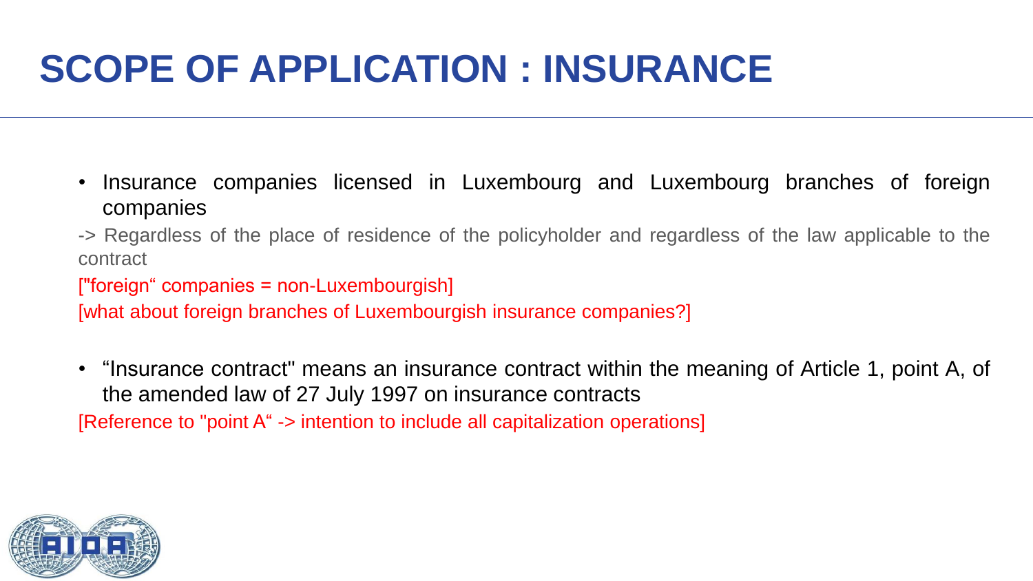# SCOPE OF APPLICATION : INSURANCE

- Insurance companies licensed in Luxembourg and Luxembourg branches of foreign companies

-> Regardless of the place of residence of the policyholder and regardless of the law applicable to the contract

["foreign“ companies = non-Luxembourgish]

[what about foreign branches of Luxembourgish insurance companies?]

- “Insurance contract" means an insurance contract within the meaning of Article 1, point A, of the amended law of 27 July 1997 on insurance contracts

[Reference to "point A“ -> intention to include all capitalization operations]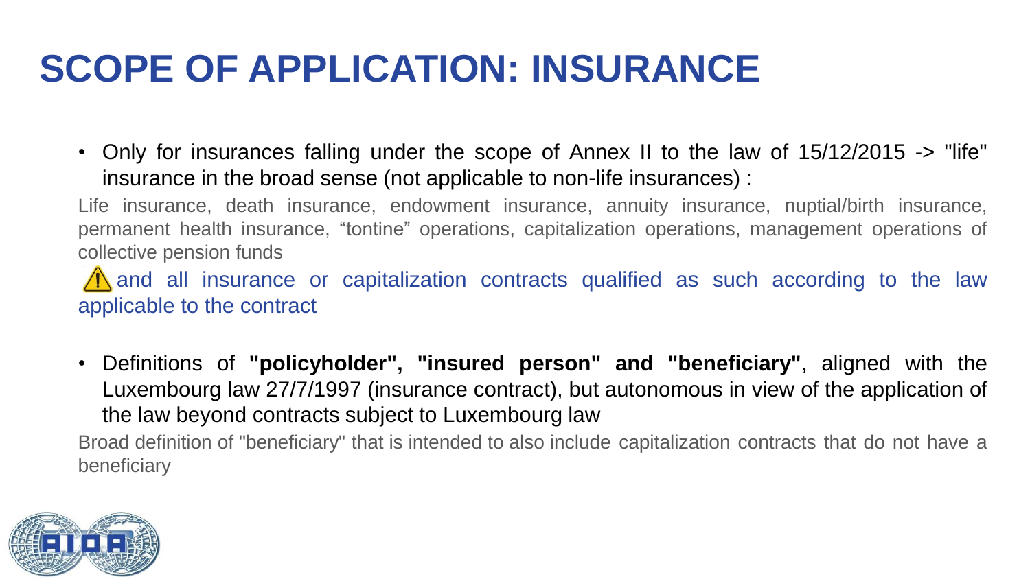# SCOPE OF APPLICATION: INSURANCE

- Only for insurances falling under the scope of Annex II to the law of 15/12/2015 -> "life" insurance in the broad sense (not applicable to non-life insurances) :

  Life insurance, death insurance, endowment insurance, annuity insurance, nuptial/birth insurance, permanent health insurance, “tontine” operations, capitalization operations, management operations of collective pension funds

  ⚠️ and all insurance or capitalization contracts qualified as such according to the law applicable to the contract

- Definitions of **"policyholder", "insured person" and "beneficiary"**, aligned with the Luxembourg law 27/7/1997 (insurance contract), but autonomous in view of the application of the law beyond contracts subject to Luxembourg law

  Broad definition of "beneficiary" that is intended to also include capitalization contracts that do not have a beneficiary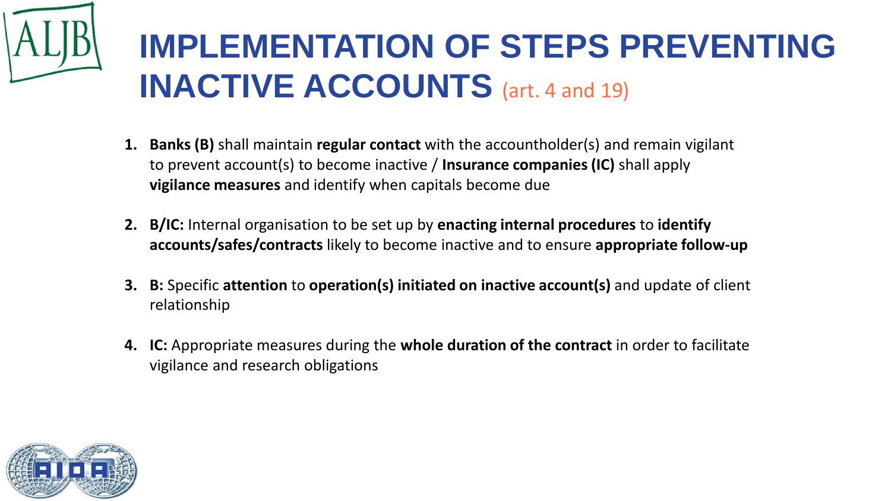# IMPLEMENTATION OF STEPS PREVENTING INACTIVE ACCOUNTS (art. 4 and 19)

1. **Banks (B)** shall maintain **regular contact** with the accountholder(s) and remain vigilant to prevent account(s) to become inactive / **Insurance companies (IC)** shall apply **vigilance measures** and identify when capitals become due

2. **B/IC:** Internal organisation to be set up by **enacting internal procedures** to **identify accounts/safes/contracts** likely to become inactive and to ensure **appropriate follow-up**

3. **B:** Specific **attention** to **operation(s) initiated on inactive account(s)** and update of client relationship

4. **IC:** Appropriate measures during the **whole duration of the contract** in order to facilitate vigilance and research obligations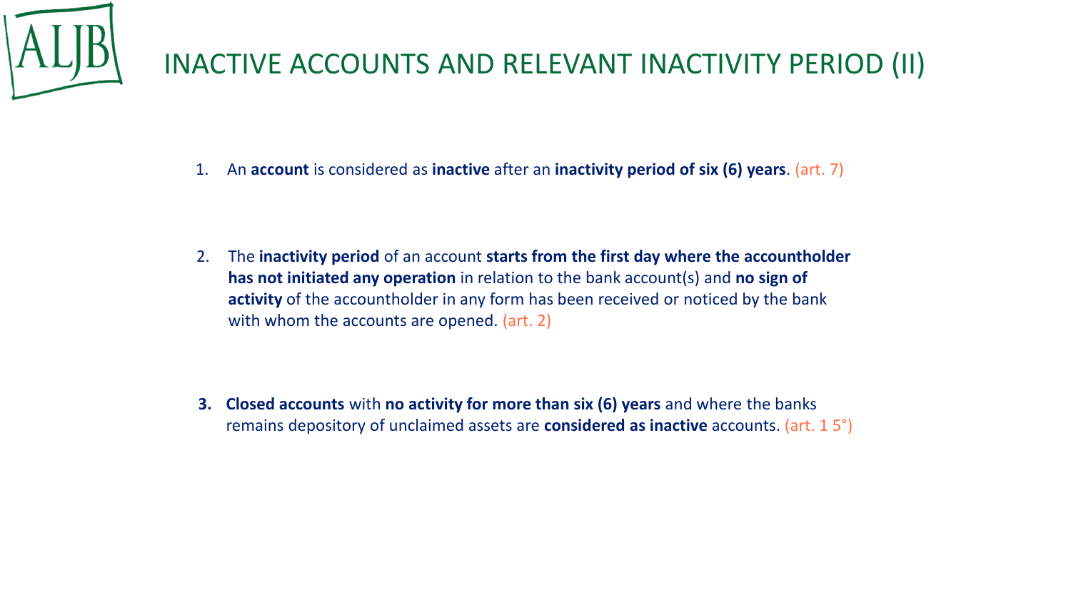# INACTIVE ACCOUNTS AND RELEVANT INACTIVITY PERIOD (II)

1. An **account** is considered as **inactive** after an **inactivity period of six (6) years**. (art. 7)

2. The **inactivity period** of an account **starts from the first day where the accountholder has not initiated any operation** in relation to the bank account(s) and **no sign of activity** of the accountholder in any form has been received or noticed by the bank with whom the accounts are opened. (art. 2)

3. **Closed accounts** with **no activity for more than six (6) years** and where the banks remains depository of unclaimed assets are **considered as inactive** accounts. (art. 1 5°)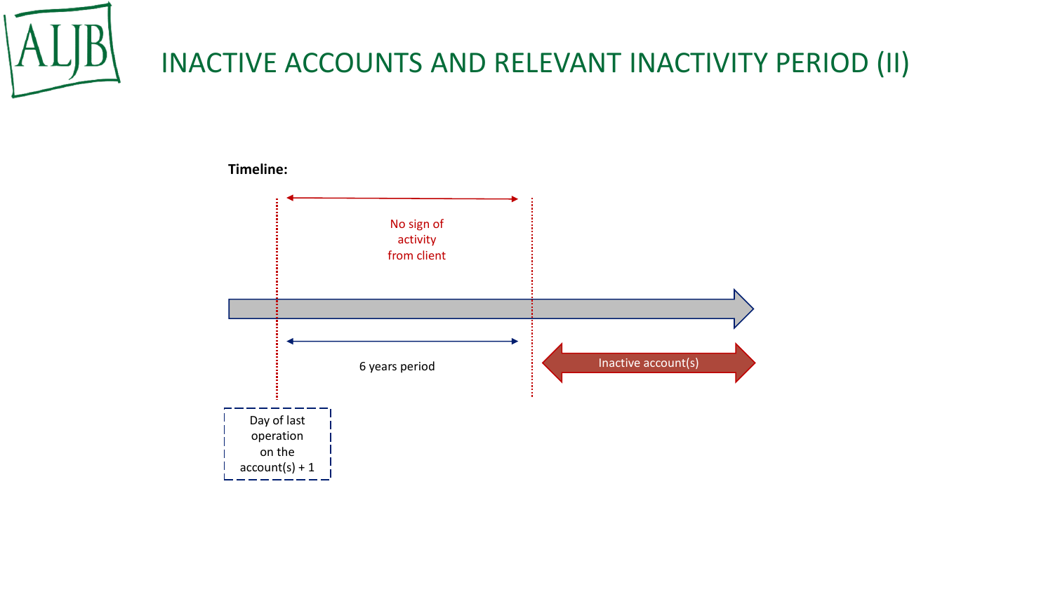# INACTIVE ACCOUNTS AND RELEVANT INACTIVITY PERIOD (II)

**Timeline:**

No sign of activity from client

6 years period

Inactive account(s)

Day of last operation on the account(s) + 1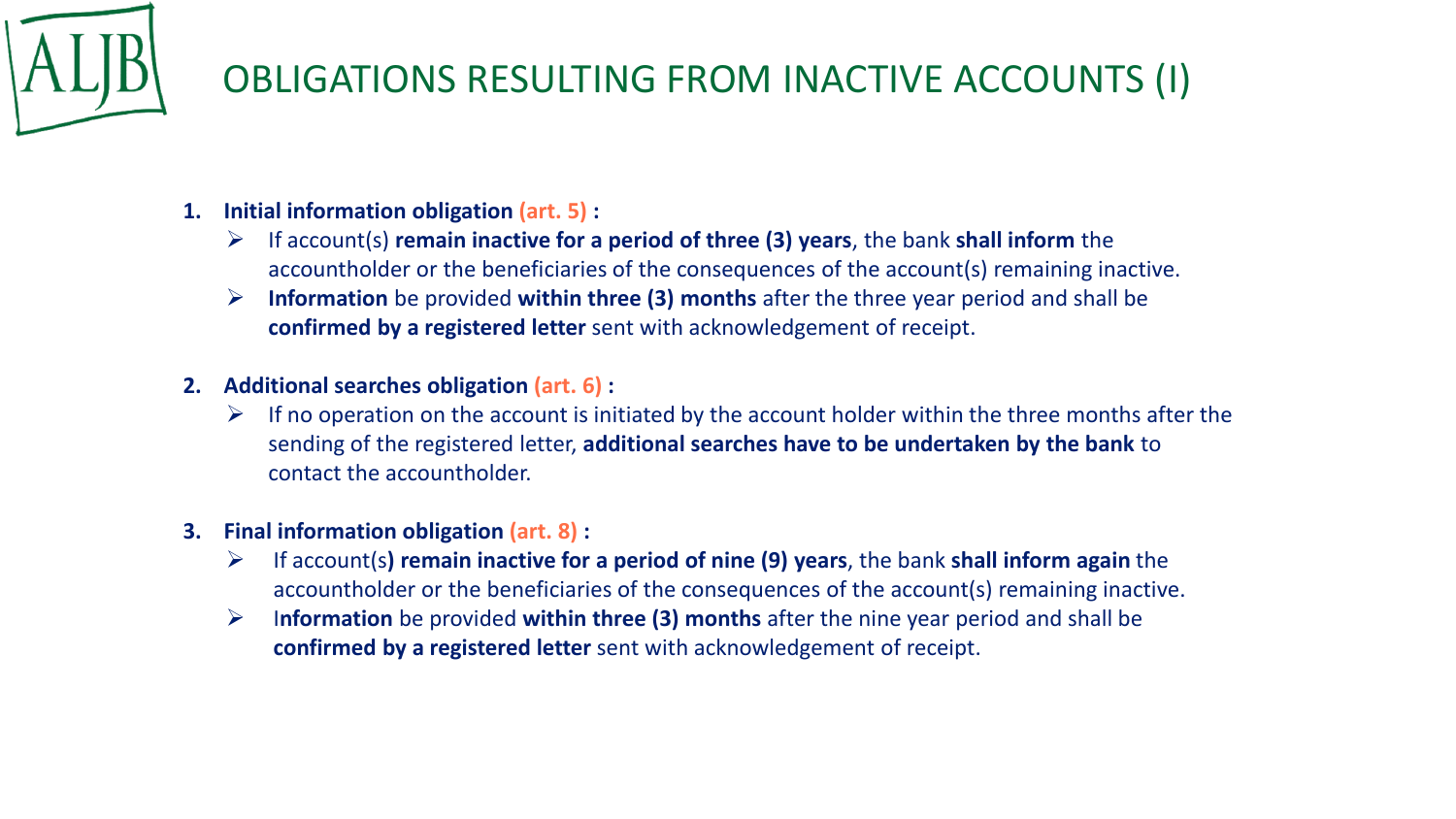# OBLIGATIONS RESULTING FROM INACTIVE ACCOUNTS (I)

1. **Initial information obligation (art. 5) :**
   - If account(s) **remain inactive for a period of three (3) years**, the bank **shall inform** the accountholder or the beneficiaries of the consequences of the account(s) remaining inactive.
   - **Information** be provided **within three (3) months** after the three year period and shall be **confirmed by a registered letter** sent with acknowledgement of receipt.

2. **Additional searches obligation (art. 6) :**
   - If no operation on the account is initiated by the account holder within the three months after the sending of the registered letter, **additional searches have to be undertaken by the bank** to contact the accountholder.

3. **Final information obligation (art. 8) :**
   - If account(s**) remain inactive for a period of nine (9) years**, the bank **shall inform again** the accountholder or the beneficiaries of the consequences of the account(s) remaining inactive.
   - I**nformation** be provided **within three (3) months** after the nine year period and shall be **confirmed by a registered letter** sent with acknowledgement of receipt.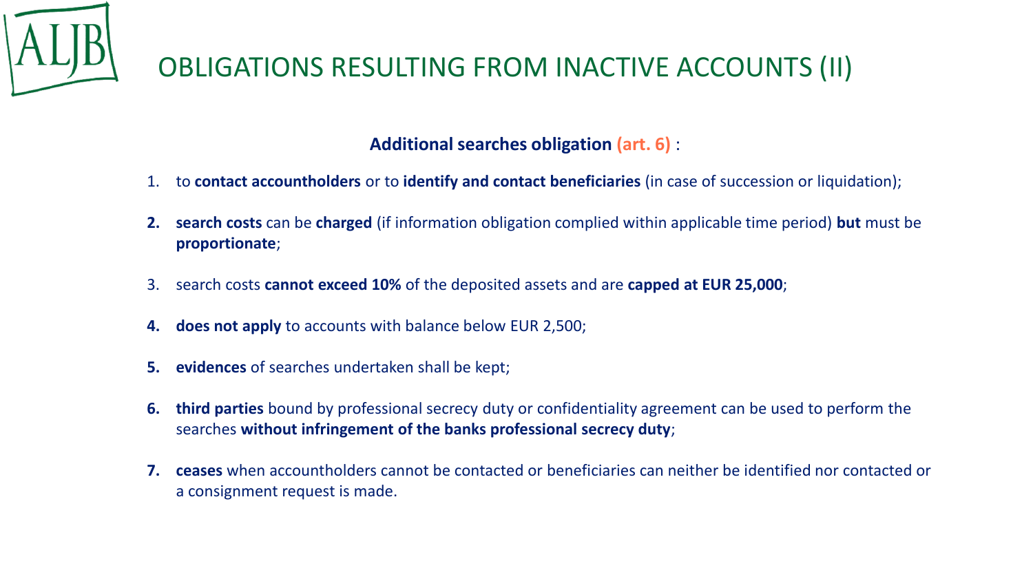# OBLIGATIONS RESULTING FROM INACTIVE ACCOUNTS (II)

**Additional searches obligation (art. 6)** :

1. to **contact accountholders** or to **identify and contact beneficiaries** (in case of succession or liquidation);
2. **search costs** can be **charged** (if information obligation complied within applicable time period) **but** must be **proportionate**;
3. search costs **cannot exceed 10%** of the deposited assets and are **capped at EUR 25,000**;
4. **does not apply** to accounts with balance below EUR 2,500;
5. **evidences** of searches undertaken shall be kept;
6. **third parties** bound by professional secrecy duty or confidentiality agreement can be used to perform the searches **without infringement of the banks professional secrecy duty**;
7. **ceases** when accountholders cannot be contacted or beneficiaries can neither be identified nor contacted or a consignment request is made.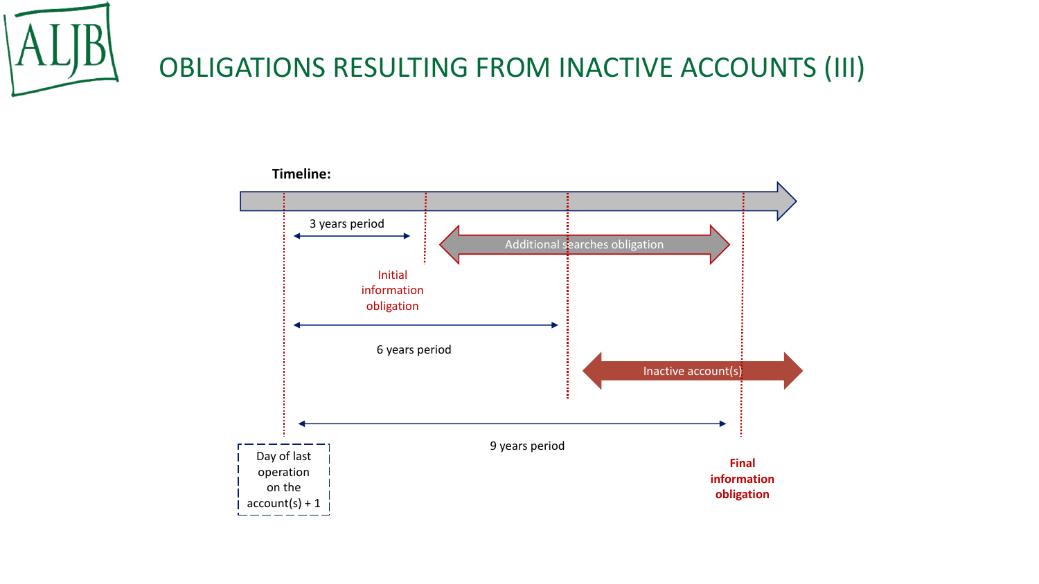# OBLIGATIONS RESULTING FROM INACTIVE ACCOUNTS (III)

**Timeline:**

3 years period

Additional searches obligation

Initial information obligation

6 years period

Inactive account(s)

9 years period

Day of last operation on the account(s) + 1

**Final information obligation**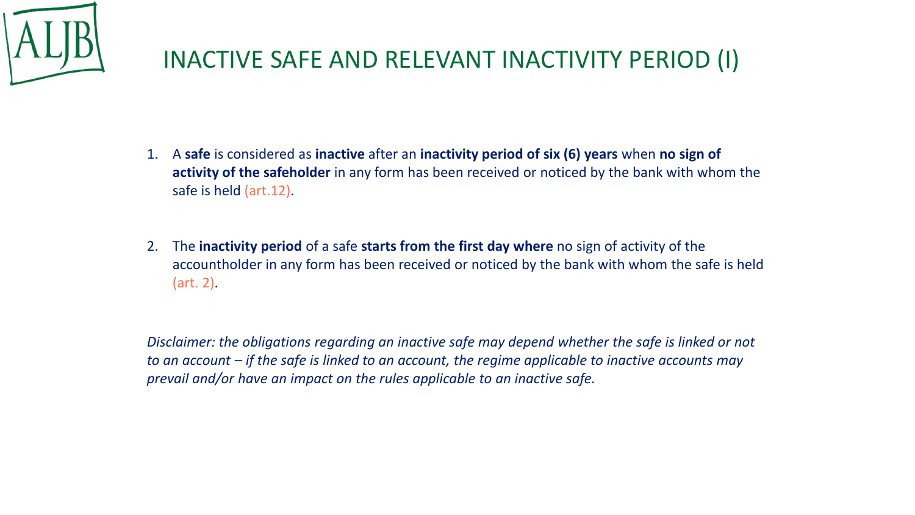# INACTIVE SAFE AND RELEVANT INACTIVITY PERIOD (I)

1. A **safe** is considered as **inactive** after an **inactivity period of six (6) years** when **no sign of activity of the safeholder** in any form has been received or noticed by the bank with whom the safe is held (art.12).

2. The **inactivity period** of a safe **starts from the first day where** no sign of activity of the accountholder in any form has been received or noticed by the bank with whom the safe is held (art. 2).

*Disclaimer: the obligations regarding an inactive safe may depend whether the safe is linked or not to an account – if the safe is linked to an account, the regime applicable to inactive accounts may prevail and/or have an impact on the rules applicable to an inactive safe.*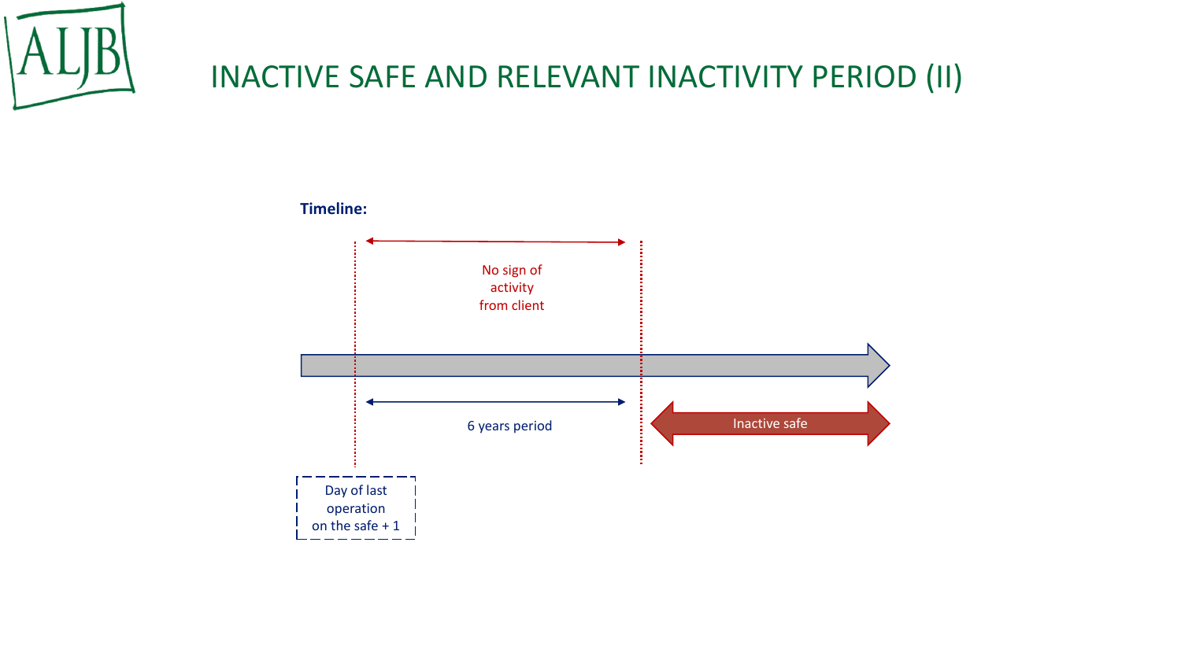# INACTIVE SAFE AND RELEVANT INACTIVITY PERIOD (II)

**Timeline:**

No sign of activity from client

6 years period

Inactive safe

Day of last operation on the safe + 1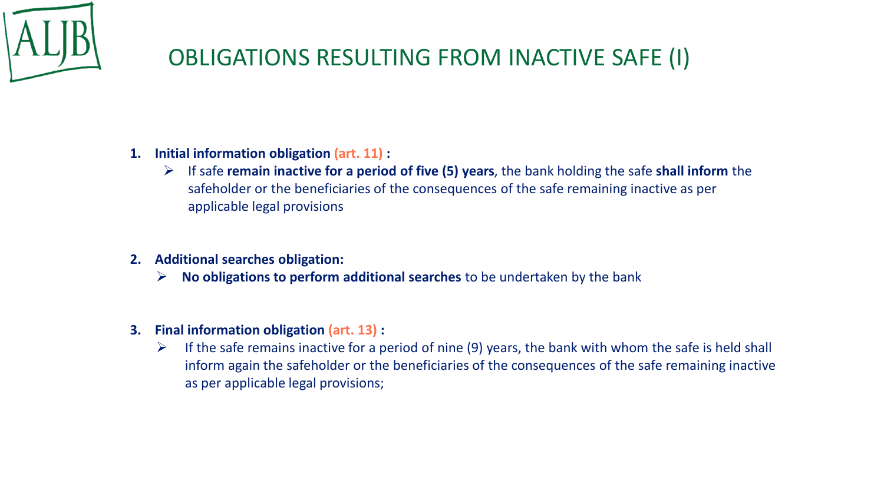# OBLIGATIONS RESULTING FROM INACTIVE SAFE (I)

1. **Initial information obligation (art. 11) :**
   - If safe **remain inactive for a period of five (5) years**, the bank holding the safe **shall inform** the safeholder or the beneficiaries of the consequences of the safe remaining inactive as per applicable legal provisions

2. **Additional searches obligation:**
   - **No obligations to perform additional searches** to be undertaken by the bank

3. **Final information obligation (art. 13) :**
   - If the safe remains inactive for a period of nine (9) years, the bank with whom the safe is held shall inform again the safeholder or the beneficiaries of the consequences of the safe remaining inactive as per applicable legal provisions;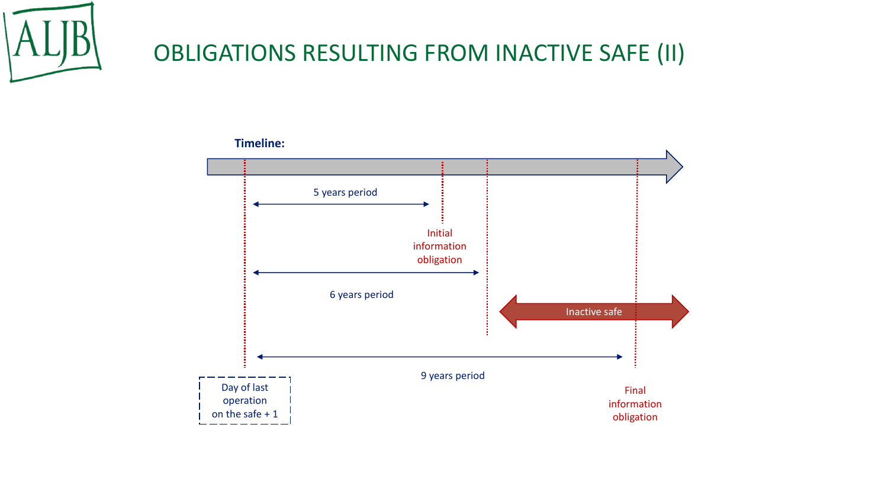# OBLIGATIONS RESULTING FROM INACTIVE SAFE (II)

**Timeline:**

5 years period

Initial information obligation

6 years period

Inactive safe

9 years period

Day of last operation on the safe + 1

Final information obligation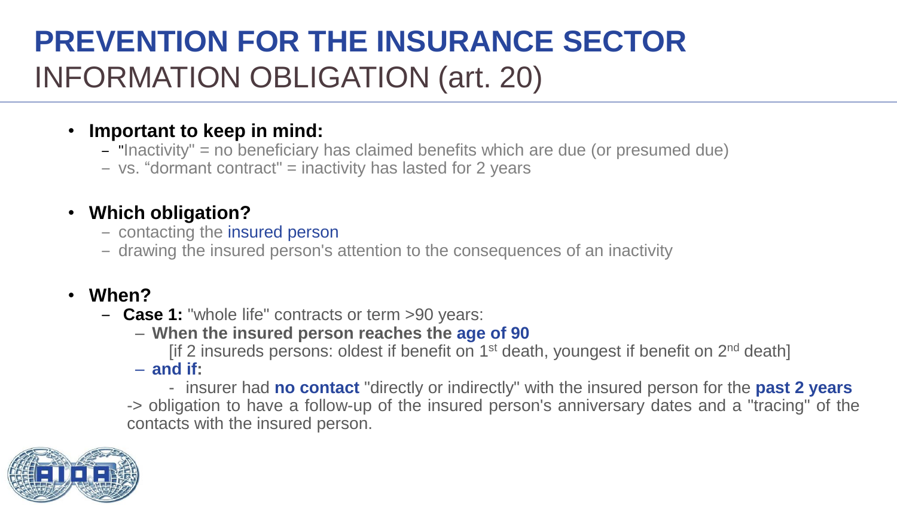# PREVENTION FOR THE INSURANCE SECTOR
## INFORMATION OBLIGATION (art. 20)

- **Important to keep in mind:**
  - "Inactivity" = no beneficiary has claimed benefits which are due (or presumed due)
  - vs. "dormant contract" = inactivity has lasted for 2 years

- **Which obligation?**
  - contacting the insured person
  - drawing the insured person's attention to the consequences of an inactivity

- **When?**
  - **Case 1:** "whole life" contracts or term >90 years:
    - **When the insured person reaches the age of 90**

      [if 2 insureds persons: oldest if benefit on 1st death, youngest if benefit on 2nd death]
    - **and if:**
      - insurer had **no contact** "directly or indirectly" with the insured person for the **past 2 years**

    -> obligation to have a follow-up of the insured person's anniversary dates and a "tracing" of the contacts with the insured person.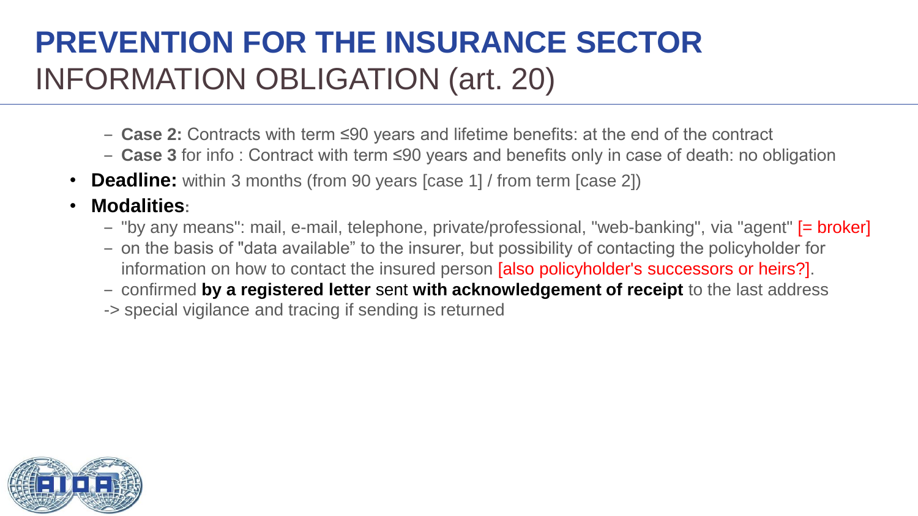# PREVENTION FOR THE INSURANCE SECTOR
## INFORMATION OBLIGATION (art. 20)

  - **Case 2:** Contracts with term ≤90 years and lifetime benefits: at the end of the contract
  - **Case 3** for info : Contract with term ≤90 years and benefits only in case of death: no obligation
- **Deadline:** within 3 months (from 90 years [case 1] / from term [case 2])
- **Modalities**:
  - "by any means": mail, e-mail, telephone, private/professional, "web-banking", via "agent" [= broker]
  - on the basis of "data available" to the insurer, but possibility of contacting the policyholder for information on how to contact the insured person [also policyholder's successors or heirs?].
  - confirmed **by a registered letter** sent **with acknowledgement of receipt** to the last address

  -> special vigilance and tracing if sending is returned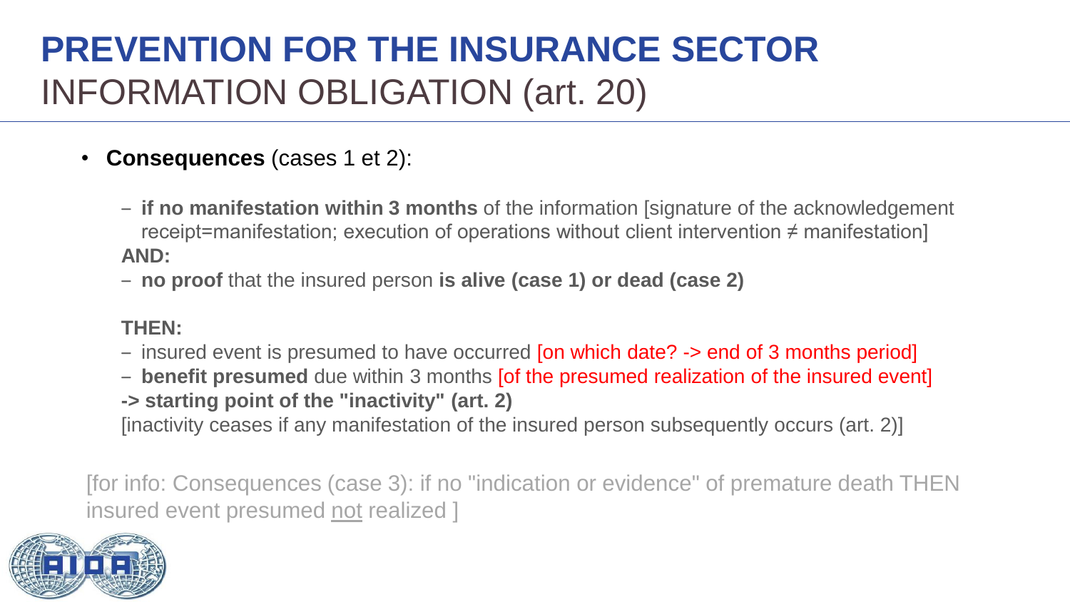# PREVENTION FOR THE INSURANCE SECTOR
## INFORMATION OBLIGATION (art. 20)

- **Consequences** (cases 1 et 2):
  - **if no manifestation within 3 months** of the information [signature of the acknowledgement receipt=manifestation; execution of operations without client intervention ≠ manifestation]

  **AND:**

  - **no proof** that the insured person **is alive (case 1) or dead (case 2)**

  **THEN:**

  - insured event is presumed to have occurred [on which date? -> end of 3 months period]
  - **benefit presumed** due within 3 months [of the presumed realization of the insured event]

  **-> starting point of the "inactivity" (art. 2)**

  [inactivity ceases if any manifestation of the insured person subsequently occurs (art. 2)]

[for info: Consequences (case 3): if no "indication or evidence" of premature death THEN insured event presumed not realized ]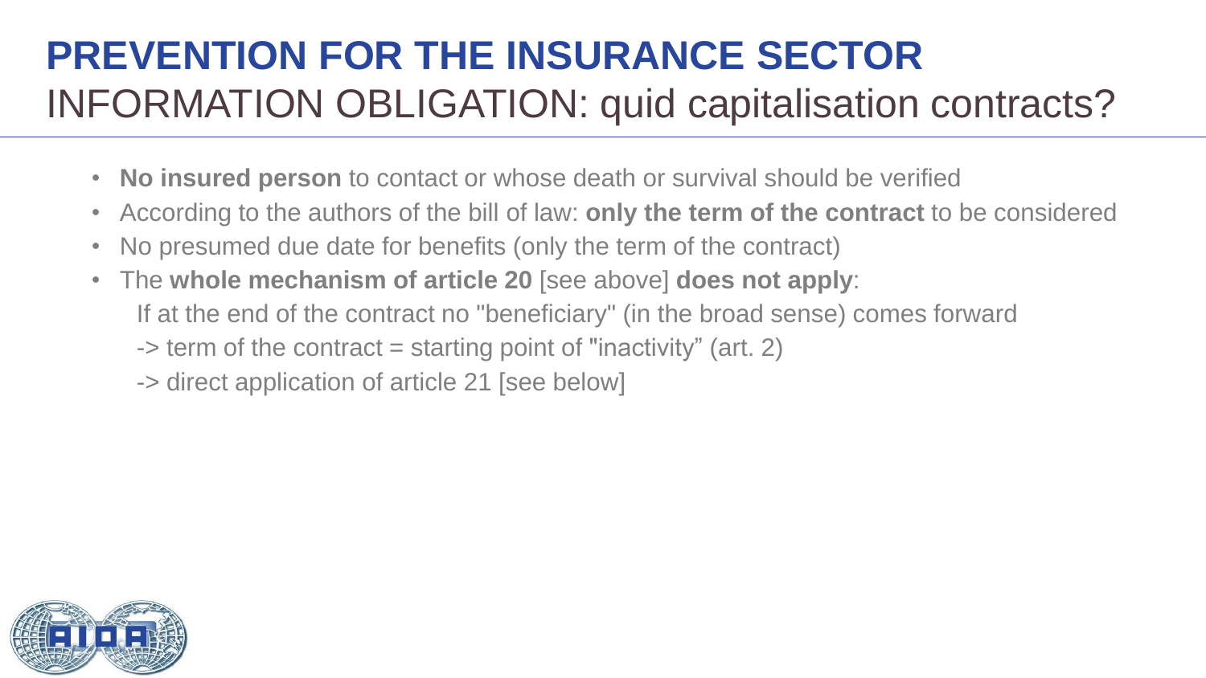# PREVENTION FOR THE INSURANCE SECTOR

## INFORMATION OBLIGATION: quid capitalisation contracts?

- **No insured person** to contact or whose death or survival should be verified
- According to the authors of the bill of law: **only the term of the contract** to be considered
- No presumed due date for benefits (only the term of the contract)
- The **whole mechanism of article 20** [see above] **does not apply**:

  If at the end of the contract no "beneficiary" (in the broad sense) comes forward

  -> term of the contract = starting point of "inactivity" (art. 2)

  -> direct application of article 21 [see below]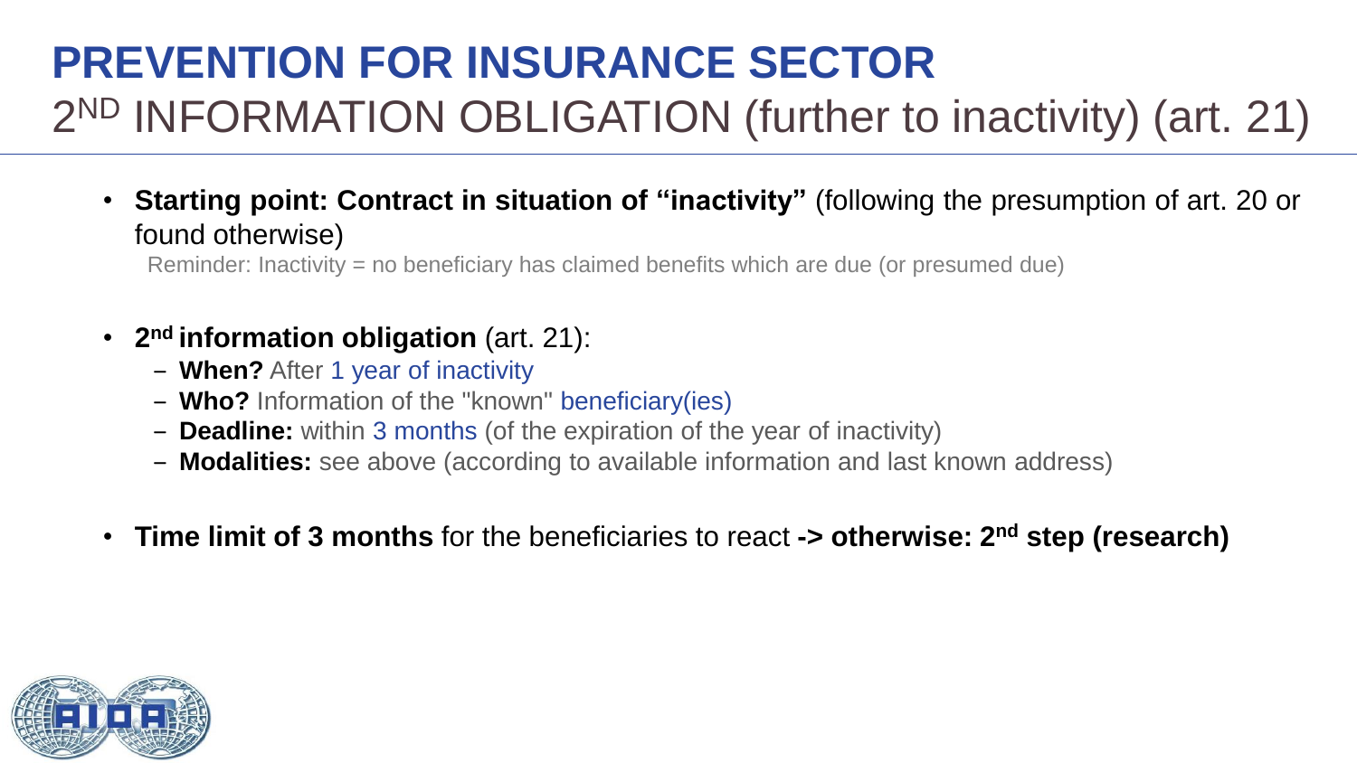# PREVENTION FOR INSURANCE SECTOR

## 2ND INFORMATION OBLIGATION (further to inactivity) (art. 21)

- **Starting point: Contract in situation of "inactivity"** (following the presumption of art. 20 or found otherwise)

  Reminder: Inactivity = no beneficiary has claimed benefits which are due (or presumed due)

- **2nd information obligation** (art. 21):
  - **When?** After 1 year of inactivity
  - **Who?** Information of the "known" beneficiary(ies)
  - **Deadline:** within 3 months (of the expiration of the year of inactivity)
  - **Modalities:** see above (according to available information and last known address)

- **Time limit of 3 months** for the beneficiaries to react **-> otherwise: 2nd step (research)**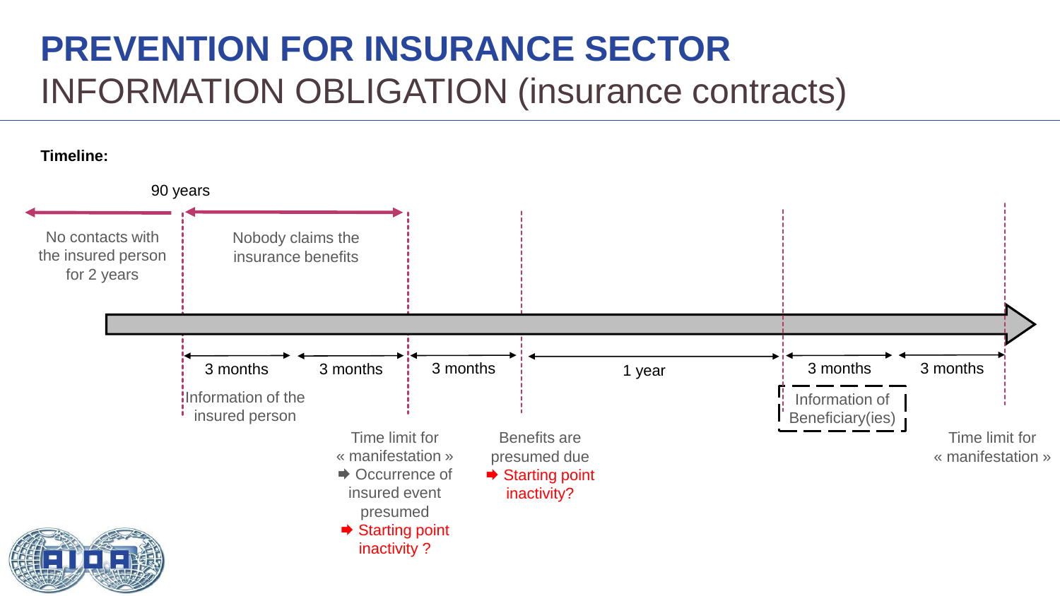# PREVENTION FOR INSURANCE SECTOR

## INFORMATION OBLIGATION (insurance contracts)

**Timeline:**

90 years

No contacts with the insured person for 2 years

Nobody claims the insurance benefits

3 months

3 months

3 months

1 year

3 months

3 months

Information of the insured person

Time limit for « manifestation »
➡ Occurrence of insured event presumed
➡ Starting point inactivity ?

Benefits are presumed due
➡ Starting point inactivity?

Information of Beneficiary(ies)

Time limit for « manifestation »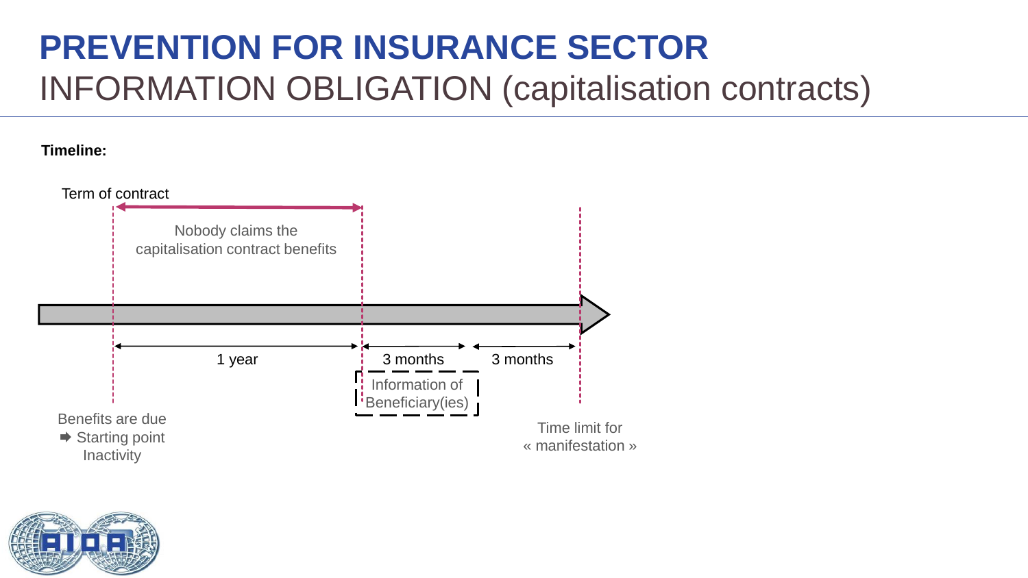# PREVENTION FOR INSURANCE SECTOR

## INFORMATION OBLIGATION (capitalisation contracts)

**Timeline:**

Term of contract

Nobody claims the capitalisation contract benefits

1 year

3 months

3 months

Information of Beneficiary(ies)

Benefits are due
➡ Starting point Inactivity

Time limit for « manifestation »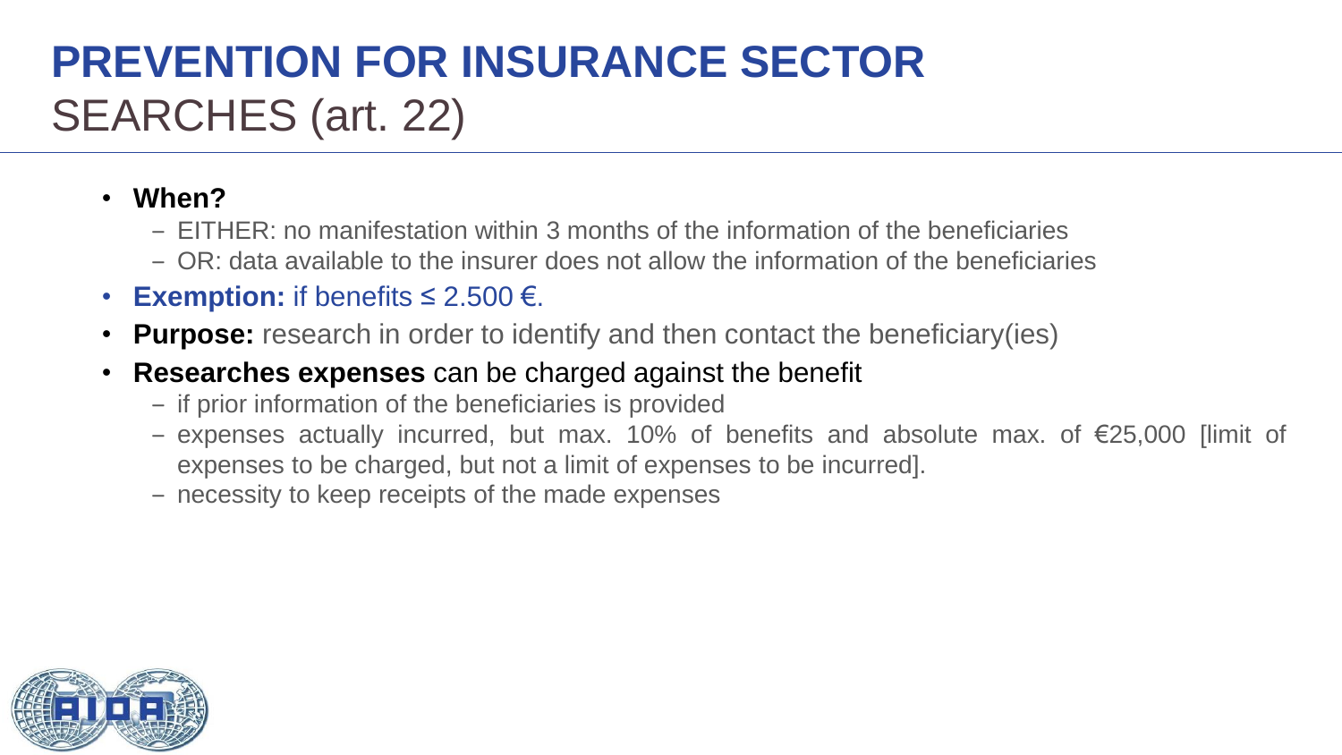# PREVENTION FOR INSURANCE SECTOR

## SEARCHES (art. 22)

- **When?**
  - EITHER: no manifestation within 3 months of the information of the beneficiaries
  - OR: data available to the insurer does not allow the information of the beneficiaries
- **Exemption:** if benefits ≤ 2.500 €.
- **Purpose:** research in order to identify and then contact the beneficiary(ies)
- **Researches expenses** can be charged against the benefit
  - if prior information of the beneficiaries is provided
  - expenses actually incurred, but max. 10% of benefits and absolute max. of €25,000 [limit of expenses to be charged, but not a limit of expenses to be incurred].
  - necessity to keep receipts of the made expenses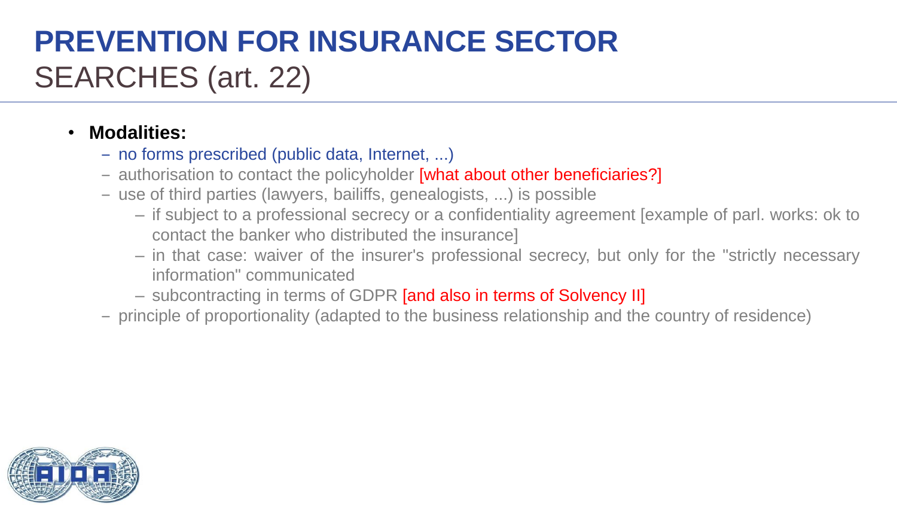# PREVENTION FOR INSURANCE SECTOR
## SEARCHES (art. 22)

- **Modalities:**
  - no forms prescribed (public data, Internet, ...)
  - authorisation to contact the policyholder [what about other beneficiaries?]
  - use of third parties (lawyers, bailiffs, genealogists, ...) is possible
    - if subject to a professional secrecy or a confidentiality agreement [example of parl. works: ok to contact the banker who distributed the insurance]
    - in that case: waiver of the insurer's professional secrecy, but only for the "strictly necessary information" communicated
    - subcontracting in terms of GDPR [and also in terms of Solvency II]
  - principle of proportionality (adapted to the business relationship and the country of residence)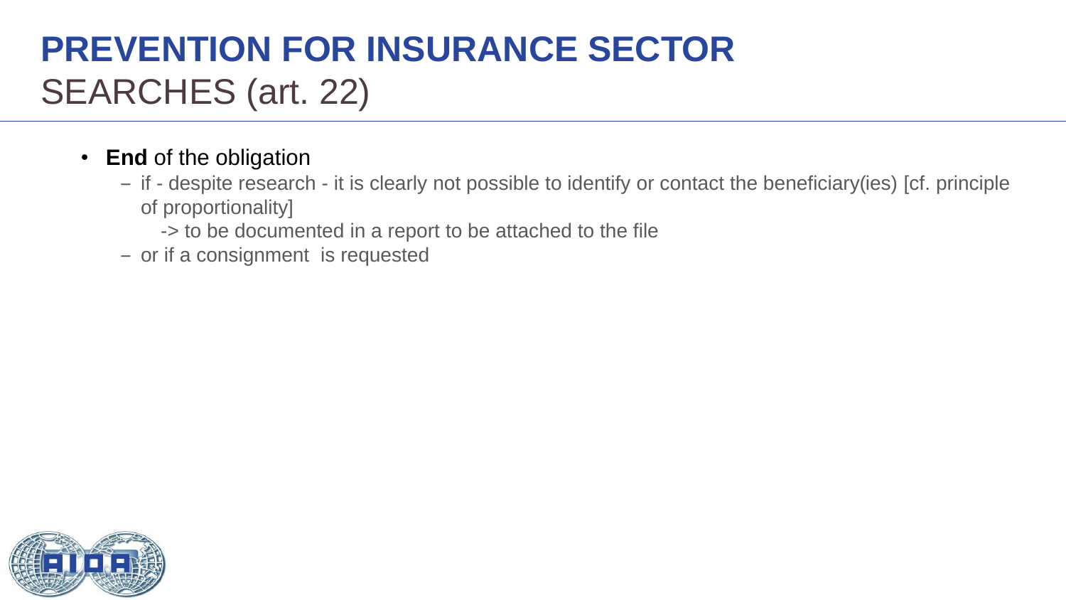# PREVENTION FOR INSURANCE SECTOR
## SEARCHES (art. 22)

- **End** of the obligation
  - if - despite research - it is clearly not possible to identify or contact the beneficiary(ies) [cf. principle of proportionality]
    
    -> to be documented in a report to be attached to the file
  - or if a consignment is requested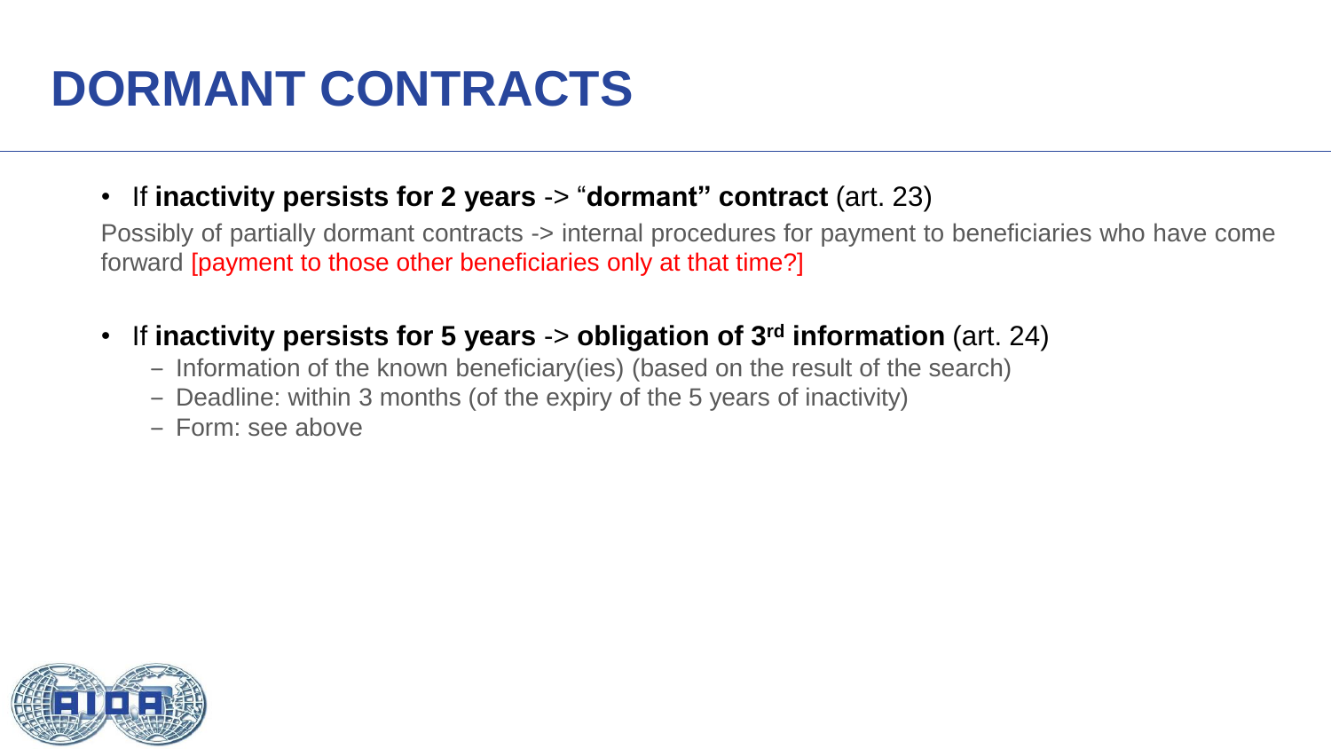# DORMANT CONTRACTS

- If **inactivity persists for 2 years** -> "**dormant" contract** (art. 23)

Possibly of partially dormant contracts -> internal procedures for payment to beneficiaries who have come forward [payment to those other beneficiaries only at that time?]

- If **inactivity persists for 5 years** -> **obligation of 3rd information** (art. 24)
  - Information of the known beneficiary(ies) (based on the result of the search)
  - Deadline: within 3 months (of the expiry of the 5 years of inactivity)
  - Form: see above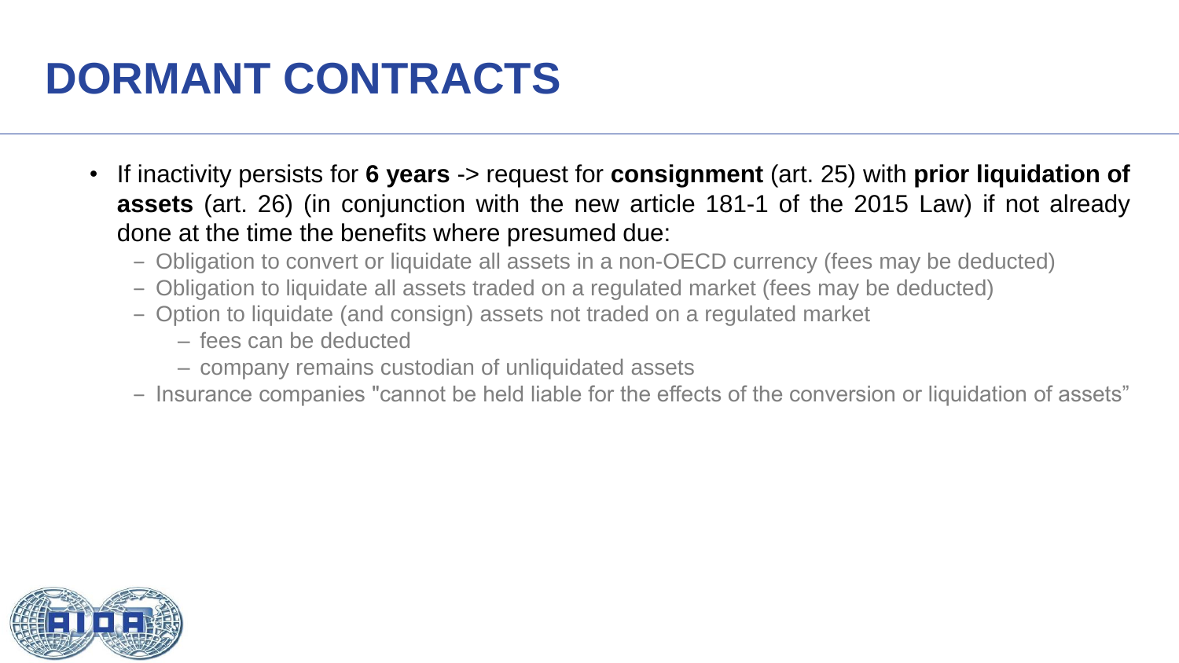# DORMANT CONTRACTS

- If inactivity persists for **6 years** -> request for **consignment** (art. 25) with **prior liquidation of assets** (art. 26) (in conjunction with the new article 181-1 of the 2015 Law) if not already done at the time the benefits where presumed due:
  - Obligation to convert or liquidate all assets in a non-OECD currency (fees may be deducted)
  - Obligation to liquidate all assets traded on a regulated market (fees may be deducted)
  - Option to liquidate (and consign) assets not traded on a regulated market
    - fees can be deducted
    - company remains custodian of unliquidated assets
  - Insurance companies "cannot be held liable for the effects of the conversion or liquidation of assets"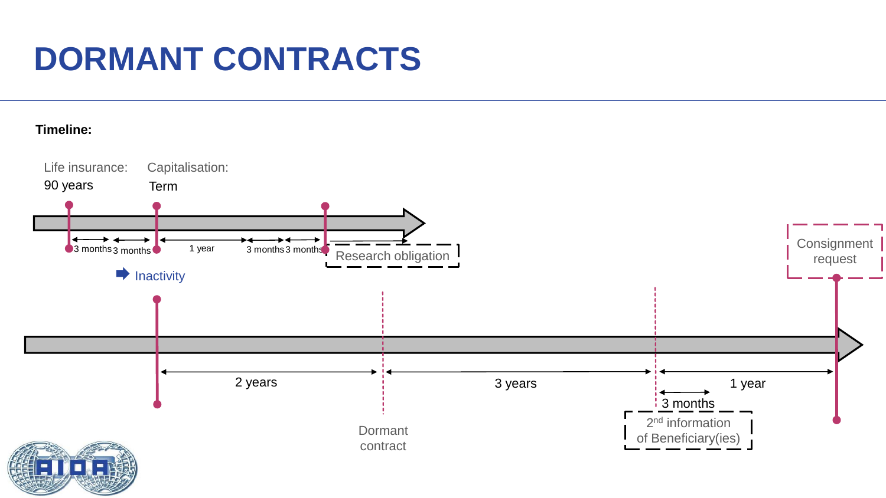# DORMANT CONTRACTS

**Timeline:**

Life insurance: 90 years

Capitalisation: Term

3 months | 3 months | 1 year | 3 months | 3 months

Research obligation

Inactivity

2 years | 3 years | 1 year

3 months

Dormant contract

2nd information of Beneficiary(ies)

Consignment request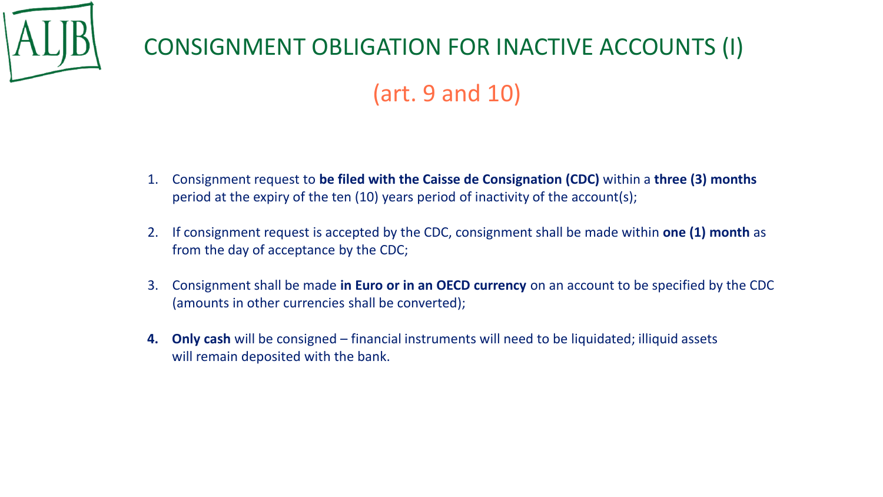# CONSIGNMENT OBLIGATION FOR INACTIVE ACCOUNTS (I)

## (art. 9 and 10)

1. Consignment request to **be filed with the Caisse de Consignation (CDC)** within a **three (3) months** period at the expiry of the ten (10) years period of inactivity of the account(s);
2. If consignment request is accepted by the CDC, consignment shall be made within **one (1) month** as from the day of acceptance by the CDC;
3. Consignment shall be made **in Euro or in an OECD currency** on an account to be specified by the CDC (amounts in other currencies shall be converted);
4. **Only cash** will be consigned – financial instruments will need to be liquidated; illiquid assets will remain deposited with the bank.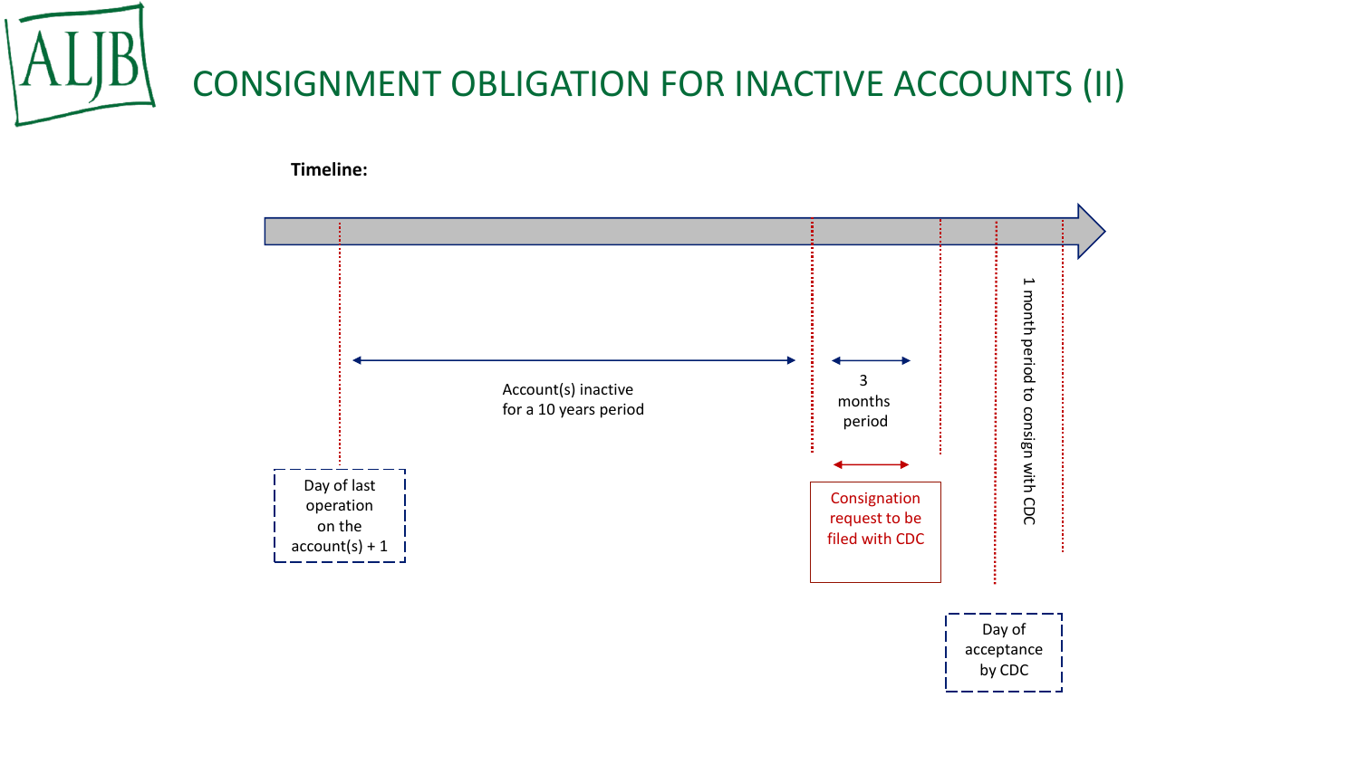# CONSIGNMENT OBLIGATION FOR INACTIVE ACCOUNTS (II)

**Timeline:**

Day of last operation on the account(s) + 1

Account(s) inactive for a 10 years period

3 months period

Consignation request to be filed with CDC

Day of acceptance by CDC

1 month period to consign with CDC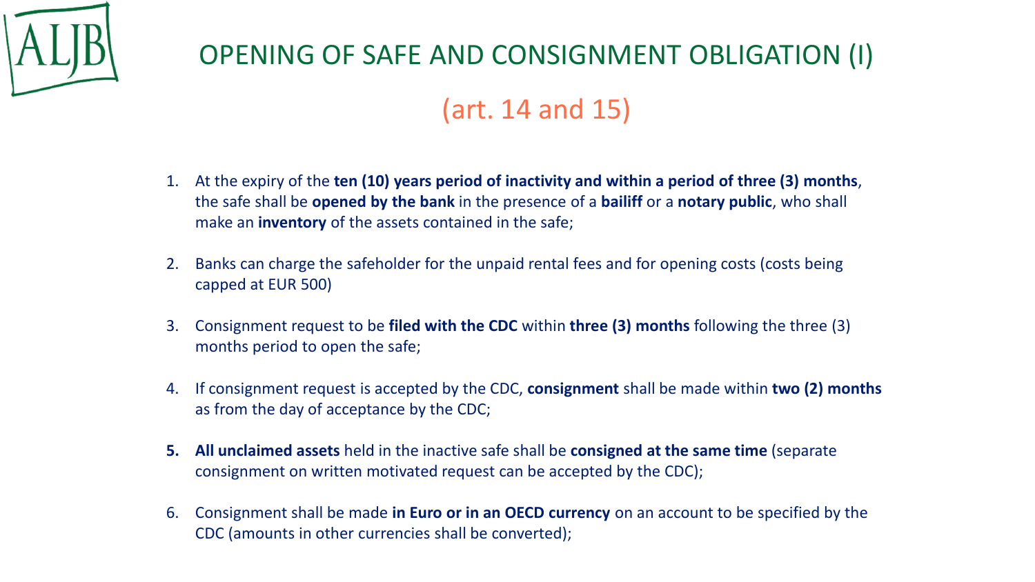# OPENING OF SAFE AND CONSIGNMENT OBLIGATION (I)

## (art. 14 and 15)

1. At the expiry of the **ten (10) years period of inactivity and within a period of three (3) months**, the safe shall be **opened by the bank** in the presence of a **bailiff** or a **notary public**, who shall make an **inventory** of the assets contained in the safe;

2. Banks can charge the safeholder for the unpaid rental fees and for opening costs (costs being capped at EUR 500)

3. Consignment request to be **filed with the CDC** within **three (3) months** following the three (3) months period to open the safe;

4. If consignment request is accepted by the CDC, **consignment** shall be made within **two (2) months** as from the day of acceptance by the CDC;

5. **All unclaimed assets** held in the inactive safe shall be **consigned at the same time** (separate consignment on written motivated request can be accepted by the CDC);

6. Consignment shall be made **in Euro or in an OECD currency** on an account to be specified by the CDC (amounts in other currencies shall be converted);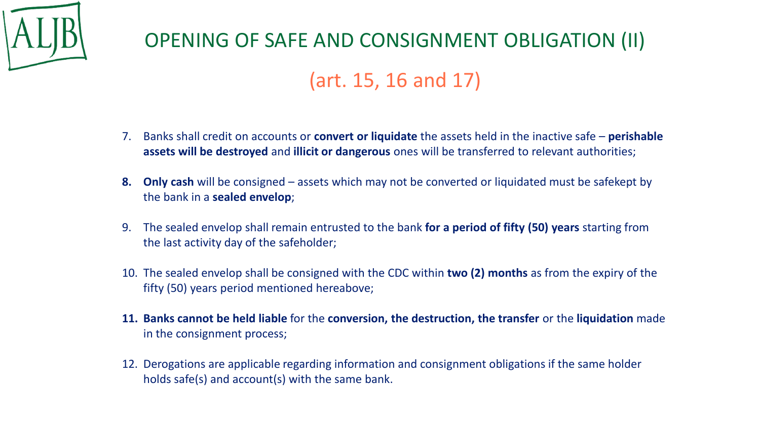# OPENING OF SAFE AND CONSIGNMENT OBLIGATION (II)

## (art. 15, 16 and 17)

7. Banks shall credit on accounts or **convert or liquidate** the assets held in the inactive safe – **perishable assets will be destroyed** and **illicit or dangerous** ones will be transferred to relevant authorities;
8. **Only cash** will be consigned – assets which may not be converted or liquidated must be safekept by the bank in a **sealed envelop**;
9. The sealed envelop shall remain entrusted to the bank **for a period of fifty (50) years** starting from the last activity day of the safeholder;
10. The sealed envelop shall be consigned with the CDC within **two (2) months** as from the expiry of the fifty (50) years period mentioned hereabove;
11. **Banks cannot be held liable** for the **conversion, the destruction, the transfer** or the **liquidation** made in the consignment process;
12. Derogations are applicable regarding information and consignment obligations if the same holder holds safe(s) and account(s) with the same bank.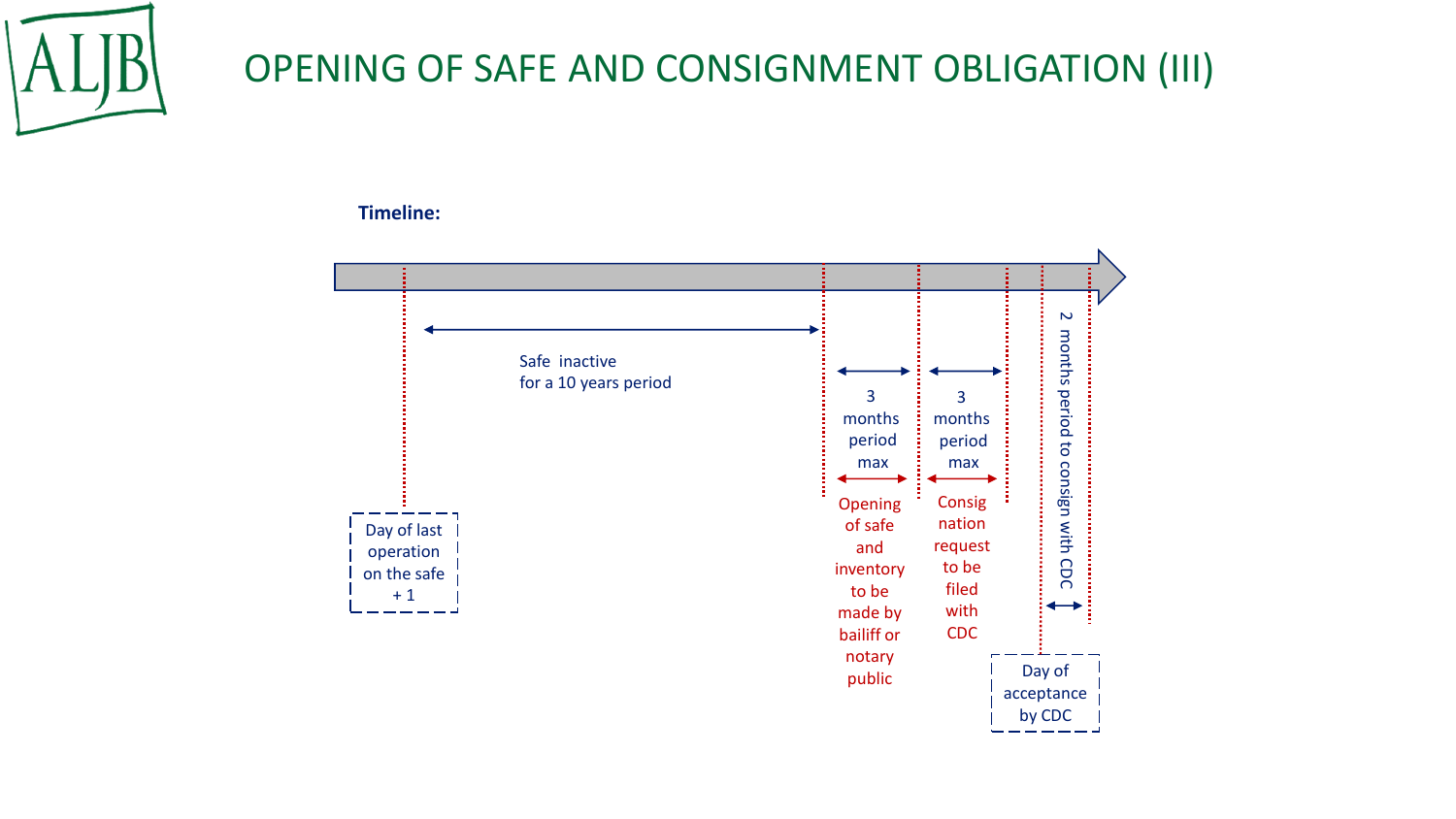# OPENING OF SAFE AND CONSIGNMENT OBLIGATION (III)

**Timeline:**

Day of last operation on the safe + 1

Safe inactive for a 10 years period

3 months period max

Opening of safe and inventory to be made by bailiff or notary public

3 months period max

Consignation request to be filed with CDC

Day of acceptance by CDC

2 months period to consign with CDC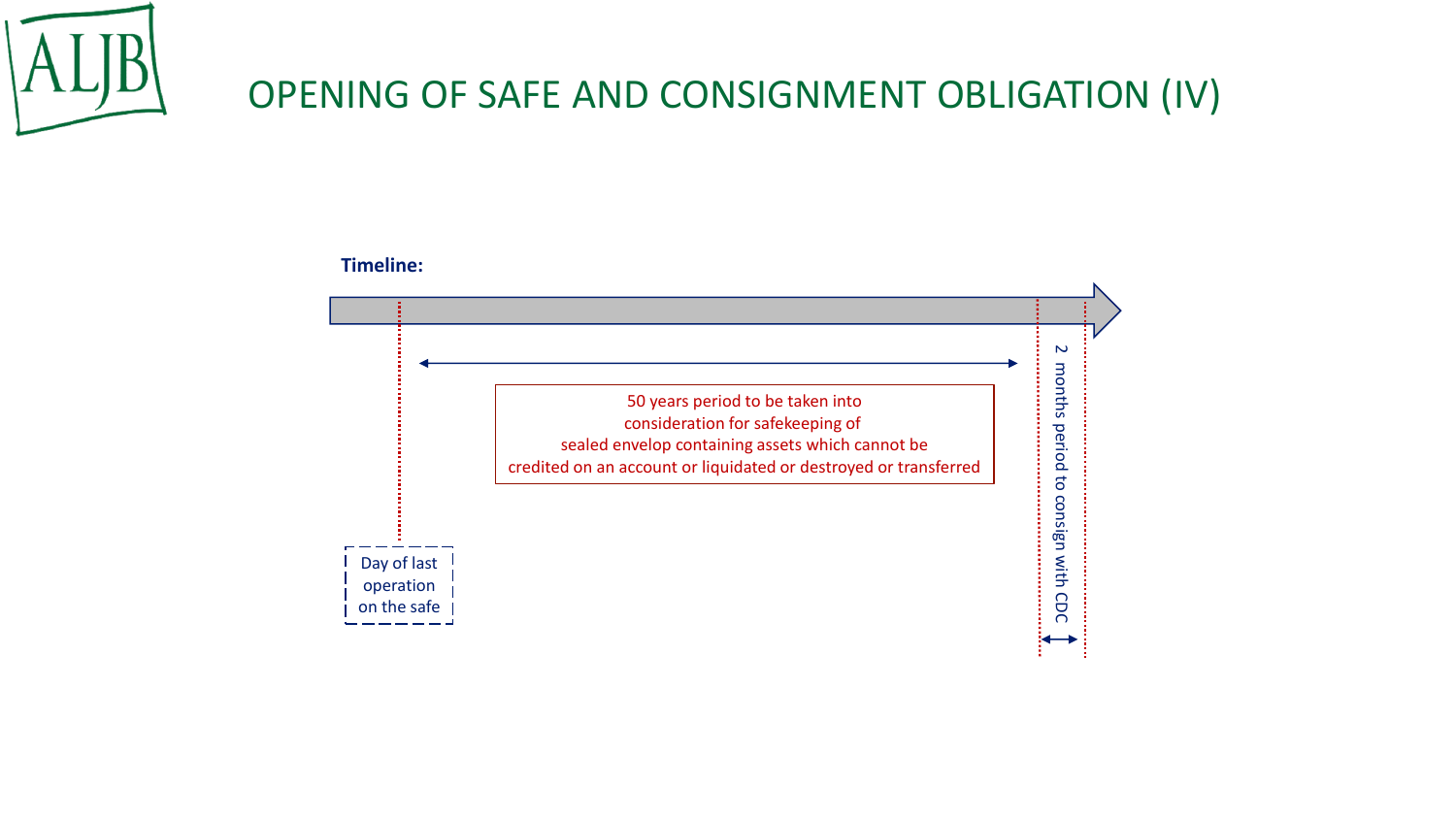# OPENING OF SAFE AND CONSIGNMENT OBLIGATION (IV)

**Timeline:**

Day of last operation on the safe

50 years period to be taken into consideration for safekeeping of sealed envelop containing assets which cannot be credited on an account or liquidated or destroyed or transferred

2 months period to consign with CDC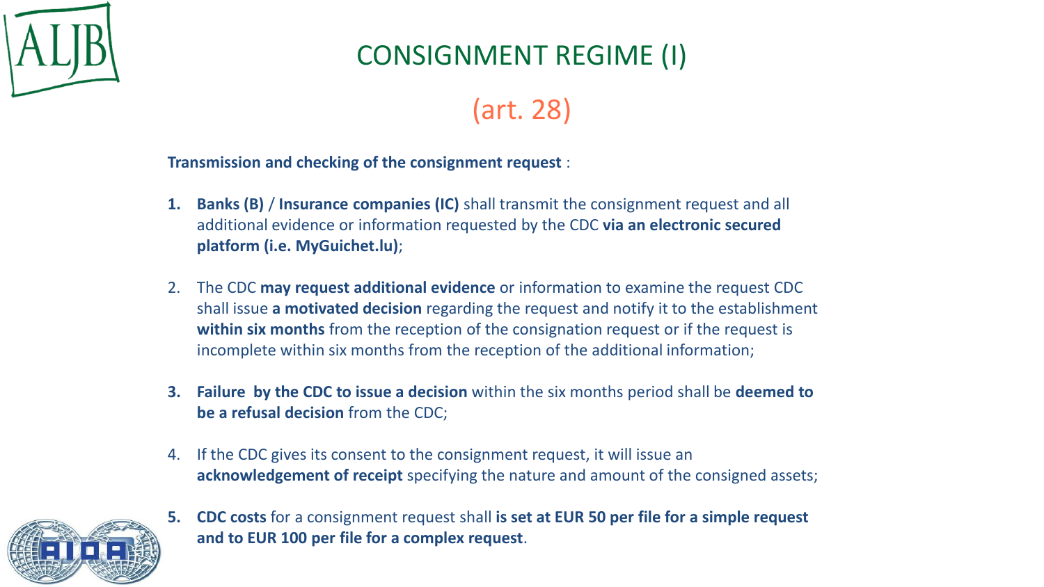# CONSIGNMENT REGIME (I)

## (art. 28)

**Transmission and checking of the consignment request** :

1. **Banks (B)** / **Insurance companies (IC)** shall transmit the consignment request and all additional evidence or information requested by the CDC **via an electronic secured platform (i.e. MyGuichet.lu)**;

2. The CDC **may request additional evidence** or information to examine the request CDC shall issue **a motivated decision** regarding the request and notify it to the establishment **within six months** from the reception of the consignation request or if the request is incomplete within six months from the reception of the additional information;

3. **Failure by the CDC to issue a decision** within the six months period shall be **deemed to be a refusal decision** from the CDC;

4. If the CDC gives its consent to the consignment request, it will issue an **acknowledgement of receipt** specifying the nature and amount of the consigned assets;

5. **CDC costs** for a consignment request shall **is set at EUR 50 per file for a simple request and to EUR 100 per file for a complex request**.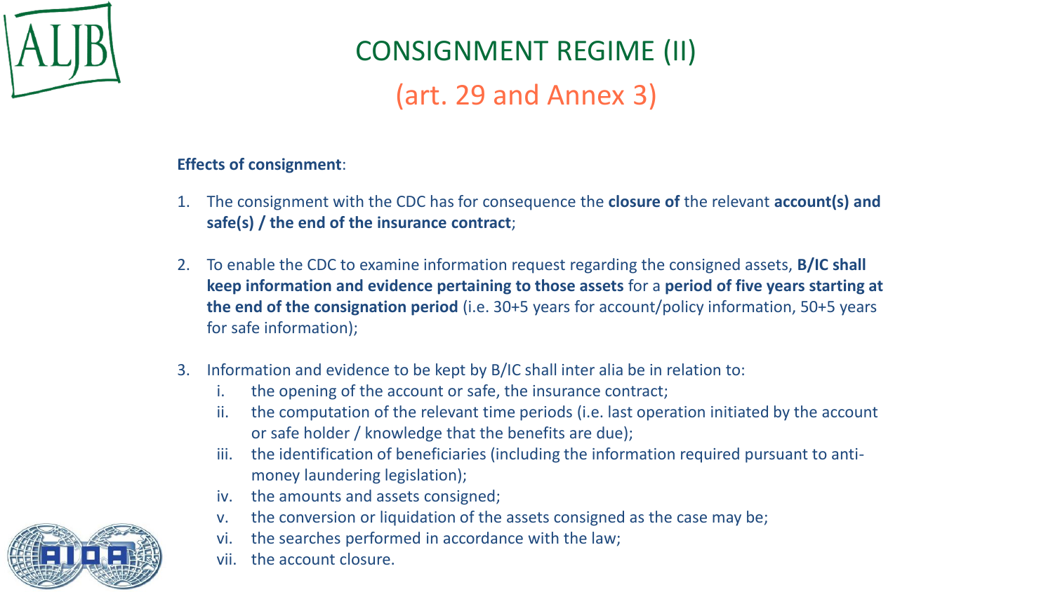# CONSIGNMENT REGIME (II)

## (art. 29 and Annex 3)

**Effects of consignment**:

1. The consignment with the CDC has for consequence the **closure of** the relevant **account(s) and safe(s) / the end of the insurance contract**;

2. To enable the CDC to examine information request regarding the consigned assets, **B/IC shall keep information and evidence pertaining to those assets** for a **period of five years starting at the end of the consignation period** (i.e. 30+5 years for account/policy information, 50+5 years for safe information);

3. Information and evidence to be kept by B/IC shall inter alia be in relation to:
   1. the opening of the account or safe, the insurance contract;
   2. the computation of the relevant time periods (i.e. last operation initiated by the account or safe holder / knowledge that the benefits are due);
   3. the identification of beneficiaries (including the information required pursuant to anti-money laundering legislation);
   4. the amounts and assets consigned;
   5. the conversion or liquidation of the assets consigned as the case may be;
   6. the searches performed in accordance with the law;
   7. the account closure.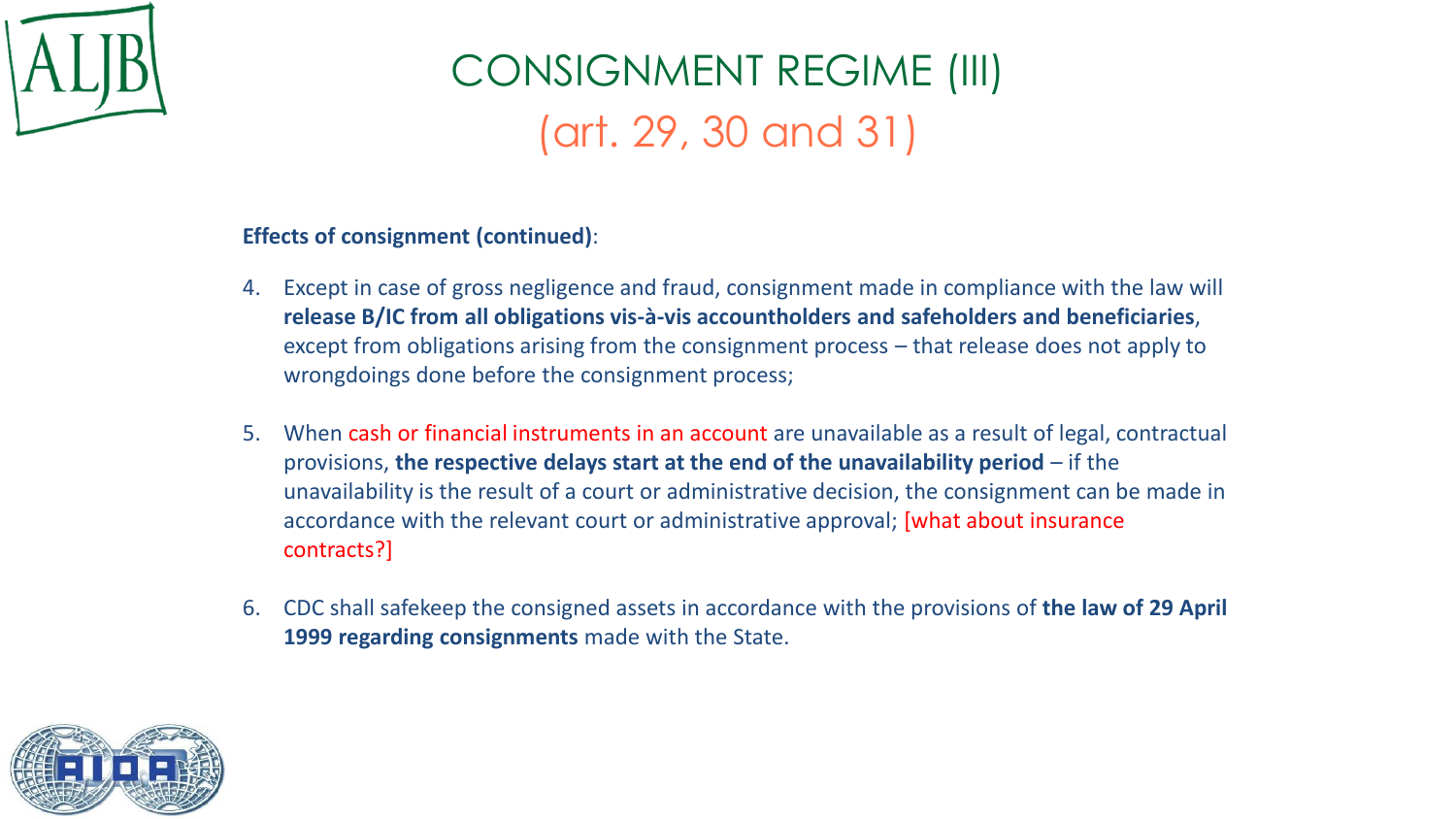# CONSIGNMENT REGIME (III)

## (art. 29, 30 and 31)

**Effects of consignment (continued)**:

4. Except in case of gross negligence and fraud, consignment made in compliance with the law will **release B/IC from all obligations vis-à-vis accountholders and safeholders and beneficiaries**, except from obligations arising from the consignment process – that release does not apply to wrongdoings done before the consignment process;

5. When cash or financial instruments in an account are unavailable as a result of legal, contractual provisions, **the respective delays start at the end of the unavailability period** – if the unavailability is the result of a court or administrative decision, the consignment can be made in accordance with the relevant court or administrative approval; [what about insurance contracts?]

6. CDC shall safekeep the consigned assets in accordance with the provisions of **the law of 29 April 1999 regarding consignments** made with the State.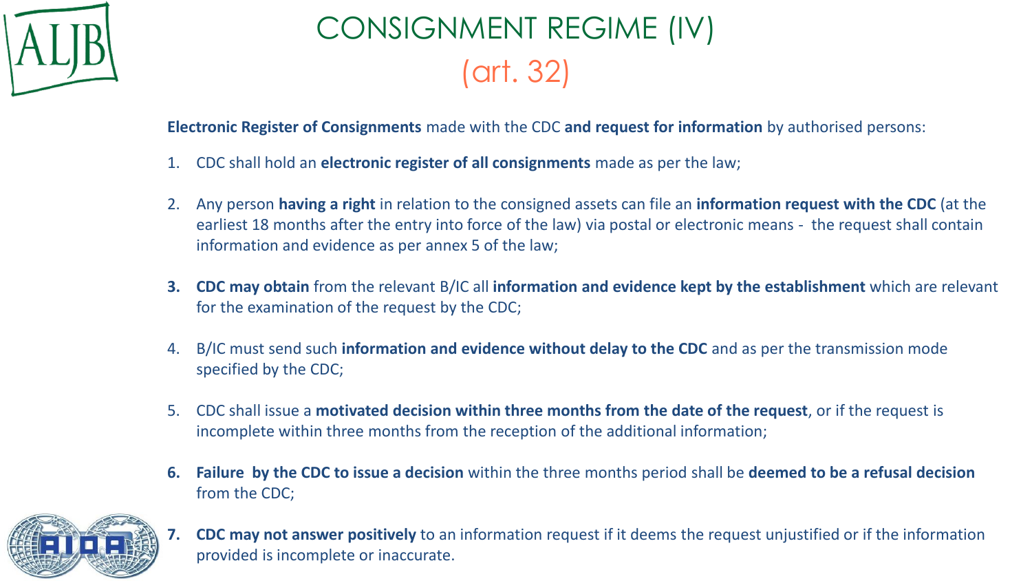# CONSIGNMENT REGIME (IV)
## (art. 32)

**Electronic Register of Consignments** made with the CDC **and request for information** by authorised persons:

1. CDC shall hold an **electronic register of all consignments** made as per the law;
2. Any person **having a right** in relation to the consigned assets can file an **information request with the CDC** (at the earliest 18 months after the entry into force of the law) via postal or electronic means - the request shall contain information and evidence as per annex 5 of the law;
3. **CDC may obtain** from the relevant B/IC all **information and evidence kept by the establishment** which are relevant for the examination of the request by the CDC;
4. B/IC must send such **information and evidence without delay to the CDC** and as per the transmission mode specified by the CDC;
5. CDC shall issue a **motivated decision within three months from the date of the request**, or if the request is incomplete within three months from the reception of the additional information;
6. **Failure by the CDC to issue a decision** within the three months period shall be **deemed to be a refusal decision** from the CDC;
7. **CDC may not answer positively** to an information request if it deems the request unjustified or if the information provided is incomplete or inaccurate.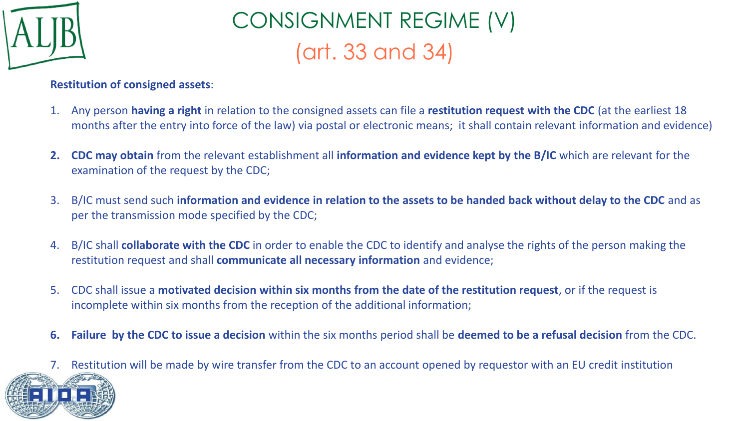# CONSIGNMENT REGIME (V)

## (art. 33 and 34)

**Restitution of consigned assets**:

1. Any person **having a right** in relation to the consigned assets can file a **restitution request with the CDC** (at the earliest 18 months after the entry into force of the law) via postal or electronic means; it shall contain relevant information and evidence)
2. **CDC may obtain** from the relevant establishment all **information and evidence kept by the B/IC** which are relevant for the examination of the request by the CDC;
3. B/IC must send such **information and evidence in relation to the assets to be handed back without delay to the CDC** and as per the transmission mode specified by the CDC;
4. B/IC shall **collaborate with the CDC** in order to enable the CDC to identify and analyse the rights of the person making the restitution request and shall **communicate all necessary information** and evidence;
5. CDC shall issue a **motivated decision within six months from the date of the restitution request**, or if the request is incomplete within six months from the reception of the additional information;
6. **Failure by the CDC to issue a decision** within the six months period shall be **deemed to be a refusal decision** from the CDC.
7. Restitution will be made by wire transfer from the CDC to an account opened by requestor with an EU credit institution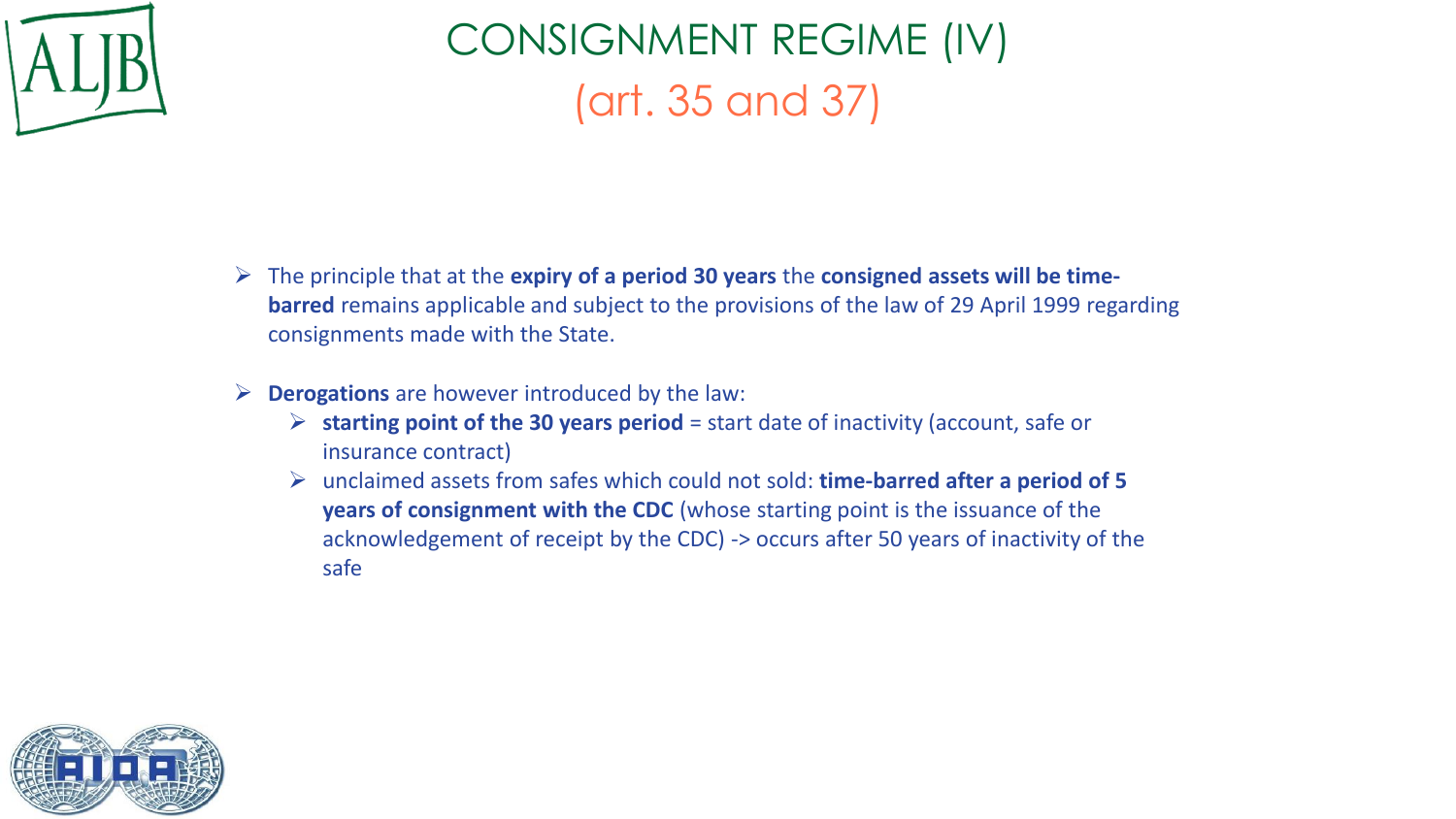# CONSIGNMENT REGIME (IV)
## (art. 35 and 37)

- The principle that at the **expiry of a period 30 years** the **consigned assets will be time-barred** remains applicable and subject to the provisions of the law of 29 April 1999 regarding consignments made with the State.

- **Derogations** are however introduced by the law:
  - **starting point of the 30 years period** = start date of inactivity (account, safe or insurance contract)
  - unclaimed assets from safes which could not sold: **time-barred after a period of 5 years of consignment with the CDC** (whose starting point is the issuance of the acknowledgement of receipt by the CDC) -> occurs after 50 years of inactivity of the safe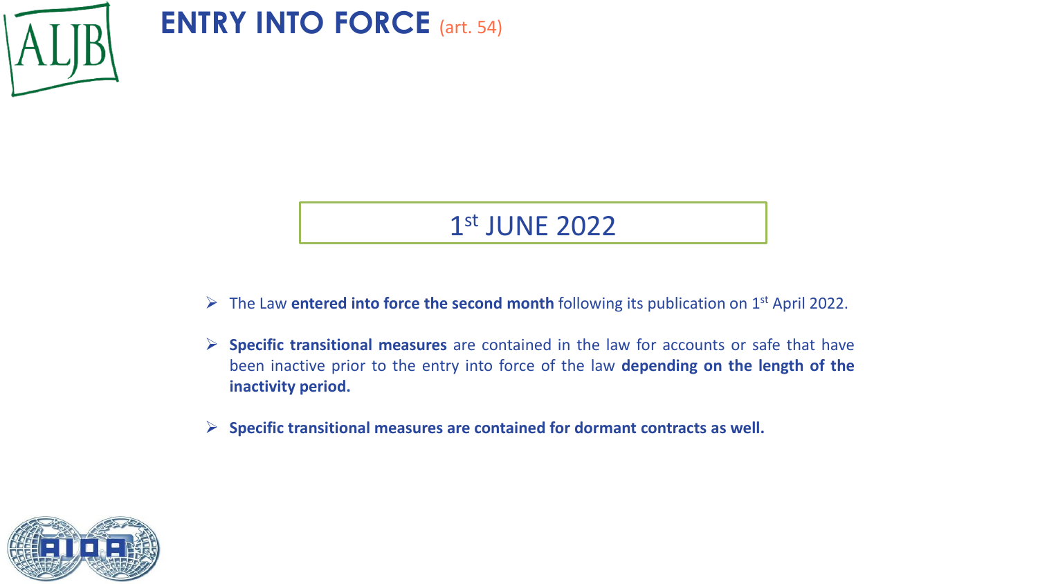# ENTRY INTO FORCE (art. 54)

1st JUNE 2022

- The Law **entered into force the second month** following its publication on 1st April 2022.
- **Specific transitional measures** are contained in the law for accounts or safe that have been inactive prior to the entry into force of the law **depending on the length of the inactivity period.**
- **Specific transitional measures are contained for dormant contracts as well.**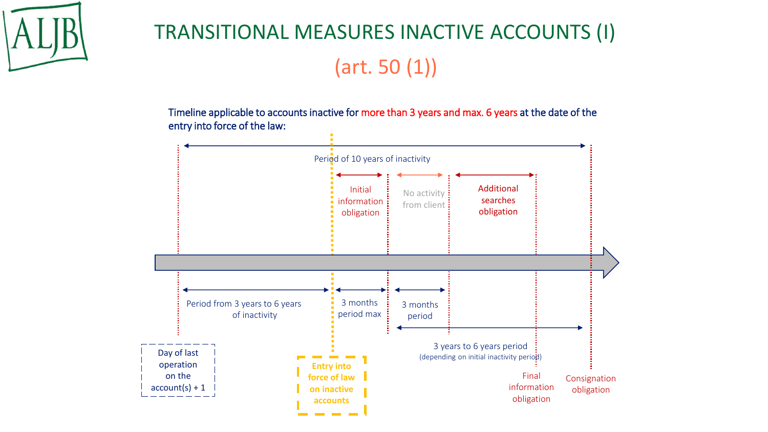# TRANSITIONAL MEASURES INACTIVE ACCOUNTS (I)

## (art. 50 (1))

Timeline applicable to accounts inactive for more than 3 years and max. 6 years at the date of the entry into force of the law:

Period of 10 years of inactivity

Initial information obligation

No activity from client

Additional searches obligation

Period from 3 years to 6 years of inactivity

3 months period max

3 months period

3 years to 6 years period (depending on initial inactivity period)

Day of last operation on the account(s) + 1

Entry into force of law on inactive accounts

Final information obligation

Consignation obligation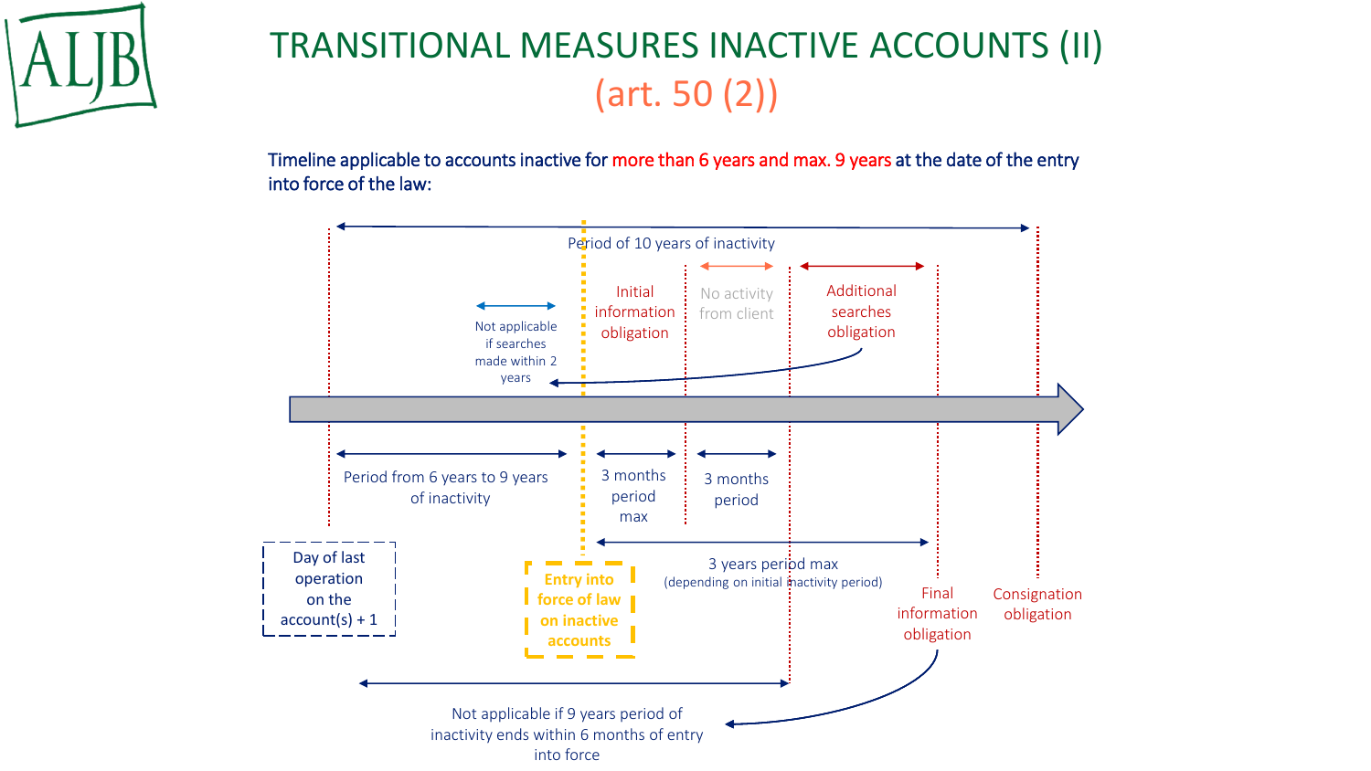# TRANSITIONAL MEASURES INACTIVE ACCOUNTS (II)

## (art. 50 (2))

Timeline applicable to accounts inactive for more than 6 years and max. 9 years at the date of the entry into force of the law:

Period of 10 years of inactivity

Not applicable if searches made within 2 years

Initial information obligation

No activity from client

Additional searches obligation

Period from 6 years to 9 years of inactivity

3 months period max

3 months period

3 years period max (depending on initial inactivity period)

Day of last operation on the account(s) + 1

Entry into force of law on inactive accounts

Final information obligation

Consignation obligation

Not applicable if 9 years period of inactivity ends within 6 months of entry into force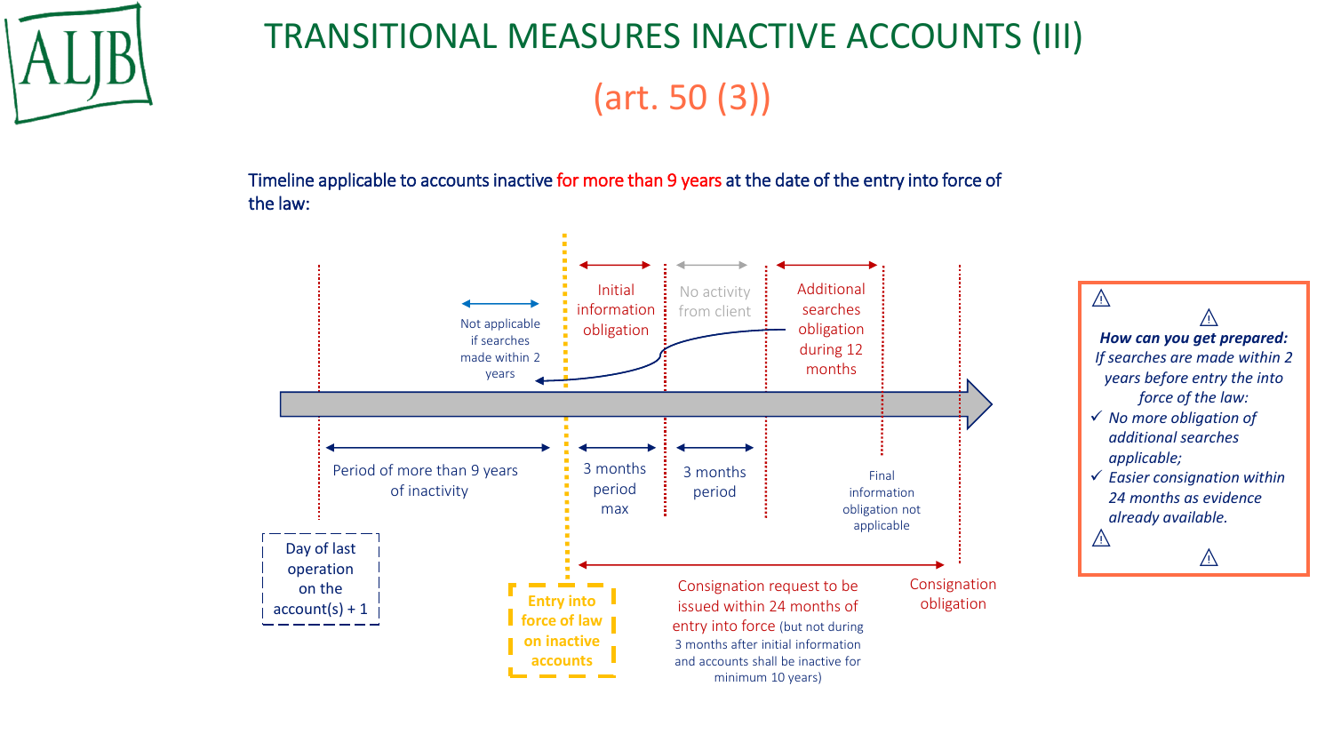# TRANSITIONAL MEASURES INACTIVE ACCOUNTS (III)

## (art. 50 (3))

Timeline applicable to accounts inactive for more than 9 years at the date of the entry into force of the law:

Not applicable if searches made within 2 years

Initial information obligation

No activity from client

Additional searches obligation during 12 months

Period of more than 9 years of inactivity

3 months period max

3 months period

Final information obligation not applicable

Day of last operation on the account(s) + 1

Entry into force of law on inactive accounts

Consignation request to be issued within 24 months of entry into force (but not during 3 months after initial information and accounts shall be inactive for minimum 10 years)

Consignation obligation

⚠ **How can you get prepared:** ⚠

*If searches are made within 2 years before entry the into force of the law:*

- ✓ *No more obligation of additional searches applicable;*
- ✓ *Easier consignation within 24 months as evidence already available.*

⚠ ⚠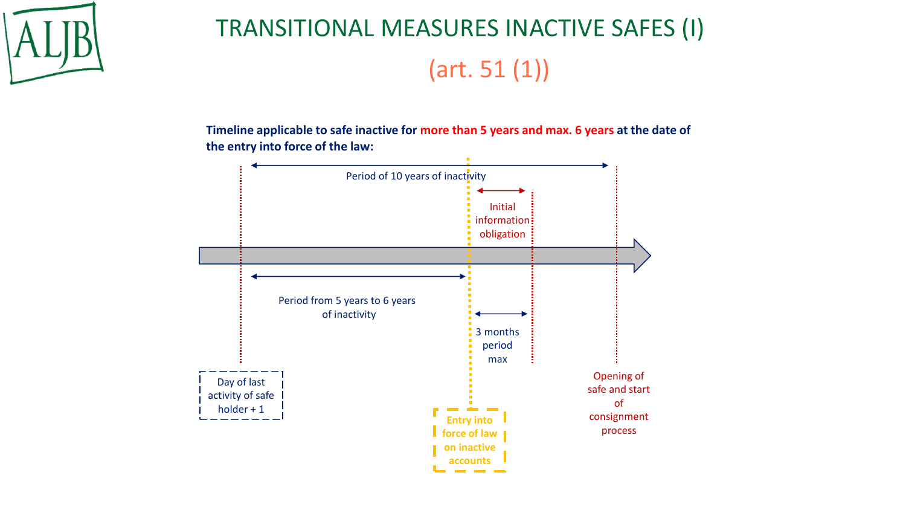# TRANSITIONAL MEASURES INACTIVE SAFES (I)

## (art. 51 (1))

**Timeline applicable to safe inactive for more than 5 years and max. 6 years at the date of the entry into force of the law:**

Period of 10 years of inactivity

Initial information obligation

Period from 5 years to 6 years of inactivity

3 months period max

Day of last activity of safe holder + 1

Entry into force of law on inactive accounts

Opening of safe and start of consignment process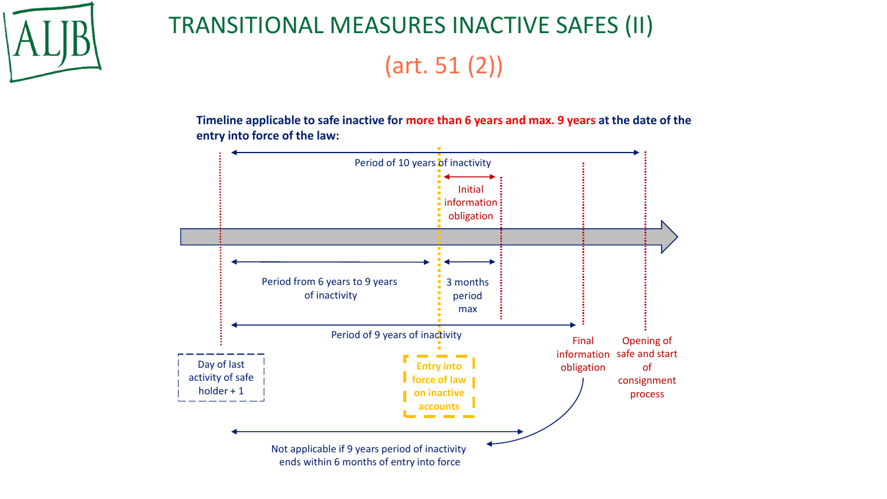# TRANSITIONAL MEASURES INACTIVE SAFES (II)

## (art. 51 (2))

**Timeline applicable to safe inactive for more than 6 years and max. 9 years at the date of the entry into force of the law:**

Period of 10 years of inactivity

Initial information obligation

Period from 6 years to 9 years of inactivity

3 months period max

Period of 9 years of inactivity

Day of last activity of safe holder + 1

Entry into force of law on inactive accounts

Final information obligation

Opening of safe and start of consignment process

Not applicable if 9 years period of inactivity ends within 6 months of entry into force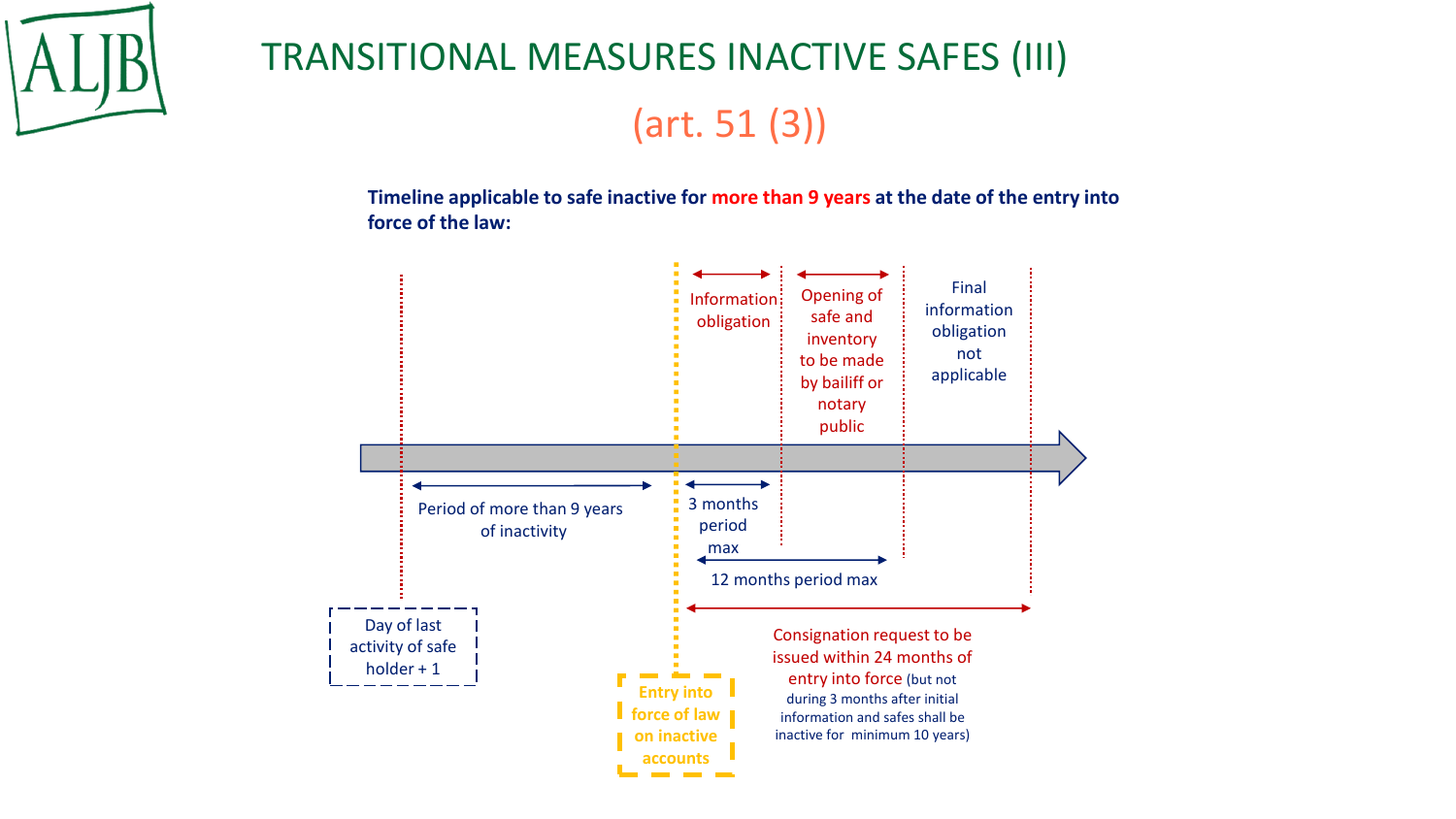# TRANSITIONAL MEASURES INACTIVE SAFES (III)

## (art. 51 (3))

**Timeline applicable to safe inactive for more than 9 years at the date of the entry into force of the law:**

- Day of last activity of safe holder + 1
- Period of more than 9 years of inactivity
- Entry into force of law on inactive accounts
- Information obligation — 3 months period max
- Opening of safe and inventory to be made by bailiff or notary public — 12 months period max
- Final information obligation not applicable
- Consignation request to be issued within 24 months of entry into force (but not during 3 months after initial information and safes shall be inactive for minimum 10 years)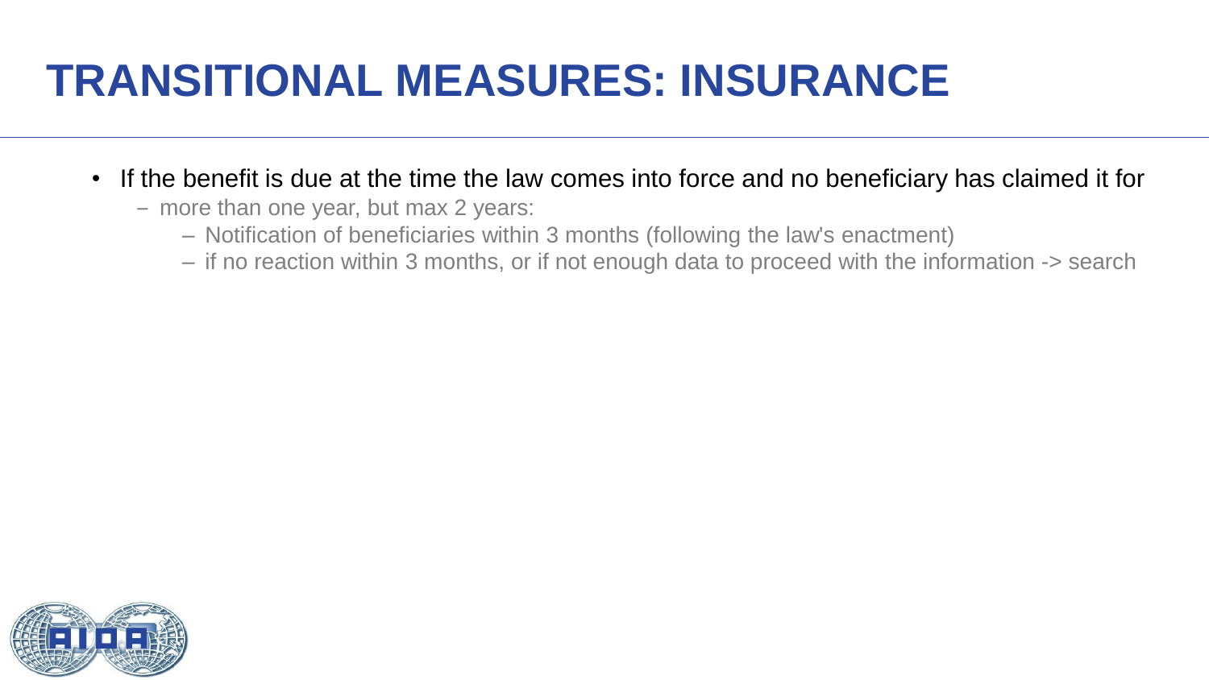# TRANSITIONAL MEASURES: INSURANCE

- If the benefit is due at the time the law comes into force and no beneficiary has claimed it for
  - more than one year, but max 2 years:
    - Notification of beneficiaries within 3 months (following the law's enactment)
    - if no reaction within 3 months, or if not enough data to proceed with the information -> search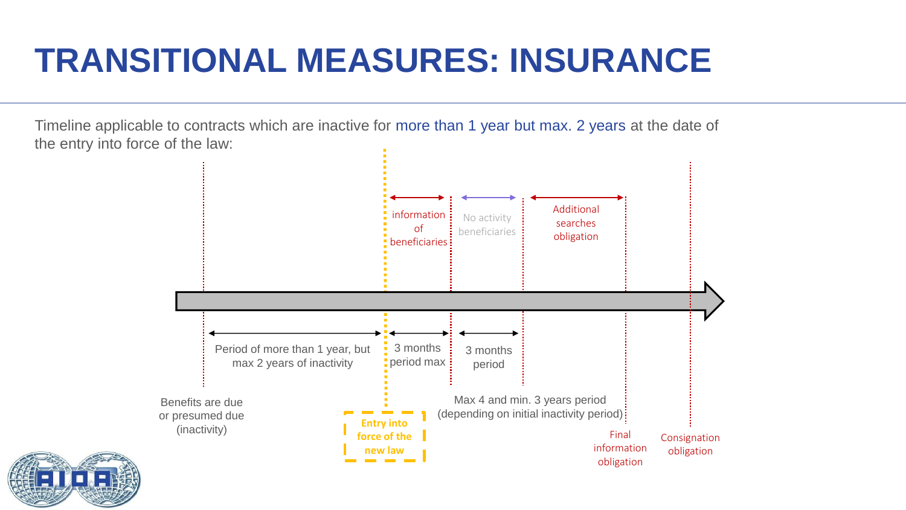# TRANSITIONAL MEASURES: INSURANCE

Timeline applicable to contracts which are inactive for more than 1 year but max. 2 years at the date of the entry into force of the law:

- information of beneficiaries
- No activity beneficiaries
- Additional searches obligation

- Period of more than 1 year, but max 2 years of inactivity
- 3 months period max
- 3 months period

Benefits are due or presumed due (inactivity)

Entry into force of the new law

Max 4 and min. 3 years period (depending on initial inactivity period)

Final information obligation

Consignation obligation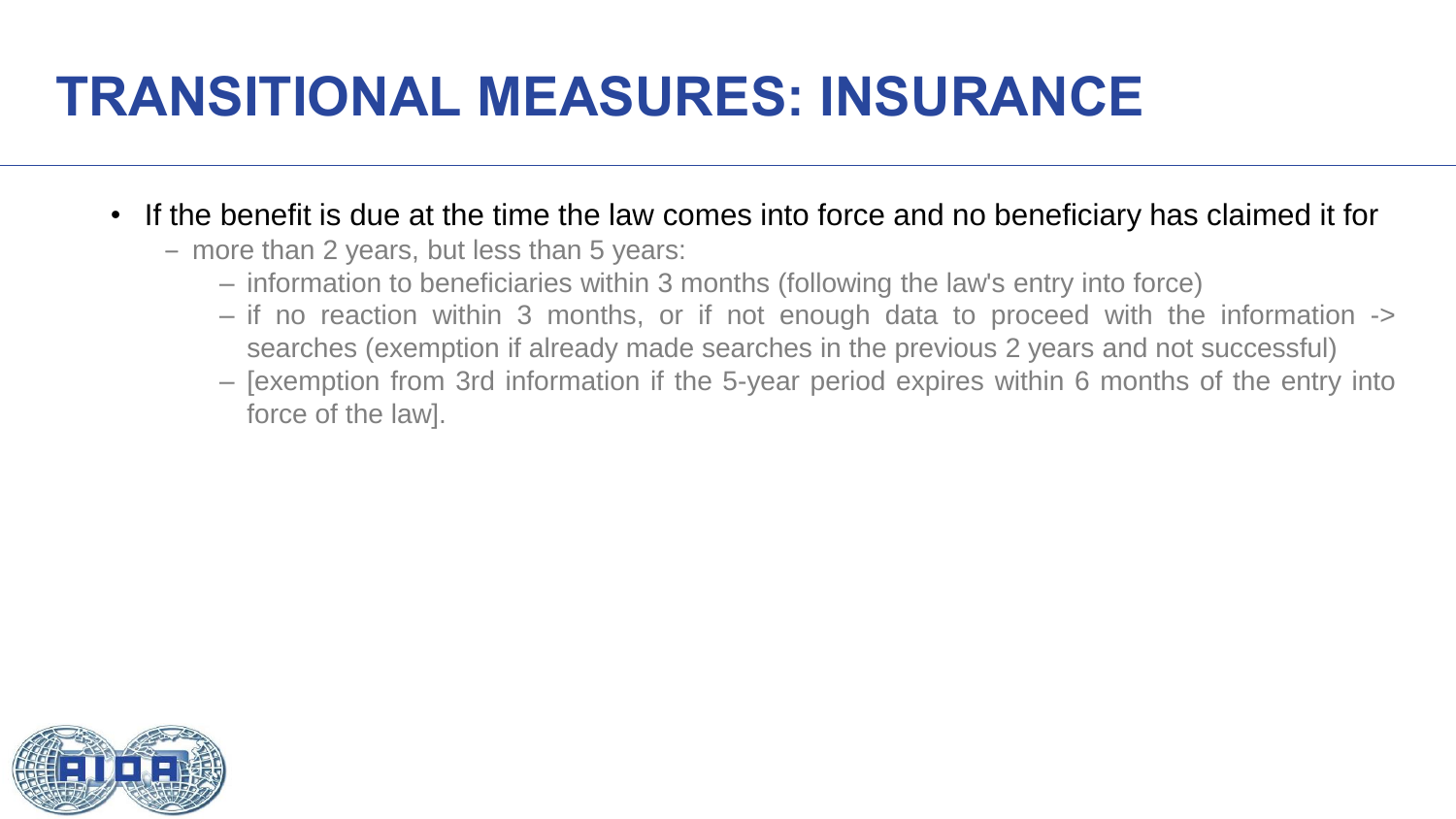# TRANSITIONAL MEASURES: INSURANCE

- If the benefit is due at the time the law comes into force and no beneficiary has claimed it for
  - more than 2 years, but less than 5 years:
    - information to beneficiaries within 3 months (following the law's entry into force)
    - if no reaction within 3 months, or if not enough data to proceed with the information -> searches (exemption if already made searches in the previous 2 years and not successful)
    - [exemption from 3rd information if the 5-year period expires within 6 months of the entry into force of the law].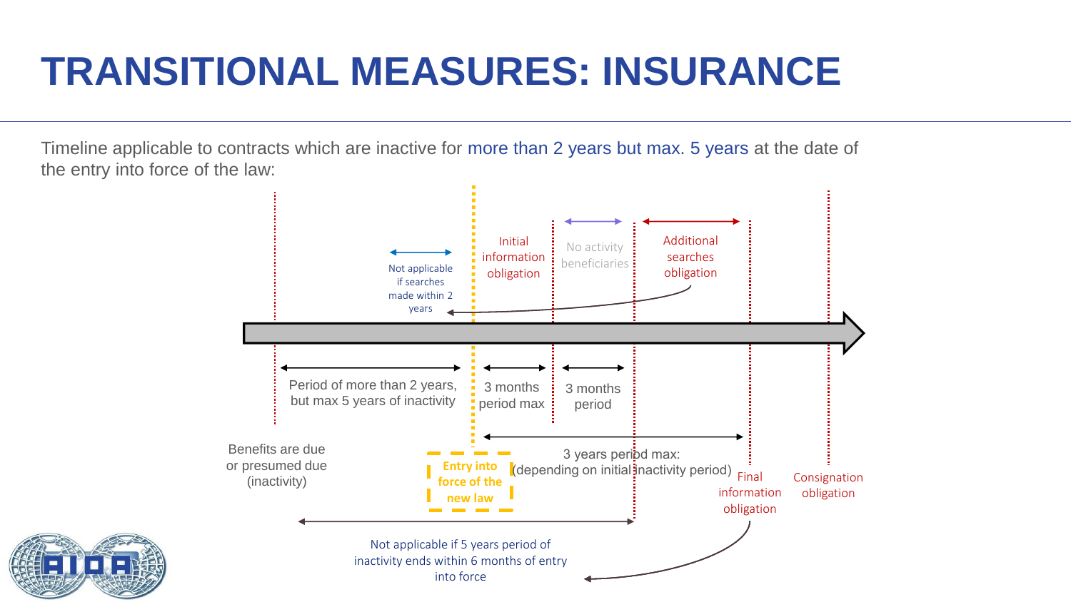# TRANSITIONAL MEASURES: INSURANCE

Timeline applicable to contracts which are inactive for more than 2 years but max. 5 years at the date of the entry into force of the law:

Not applicable if searches made within 2 years

Initial information obligation

No activity beneficiaries

Additional searches obligation

Period of more than 2 years, but max 5 years of inactivity

3 months period max

3 months period

3 years period max: (depending on initial inactivity period)

Benefits are due or presumed due (inactivity)

Entry into force of the new law

Final information obligation

Consignation obligation

Not applicable if 5 years period of inactivity ends within 6 months of entry into force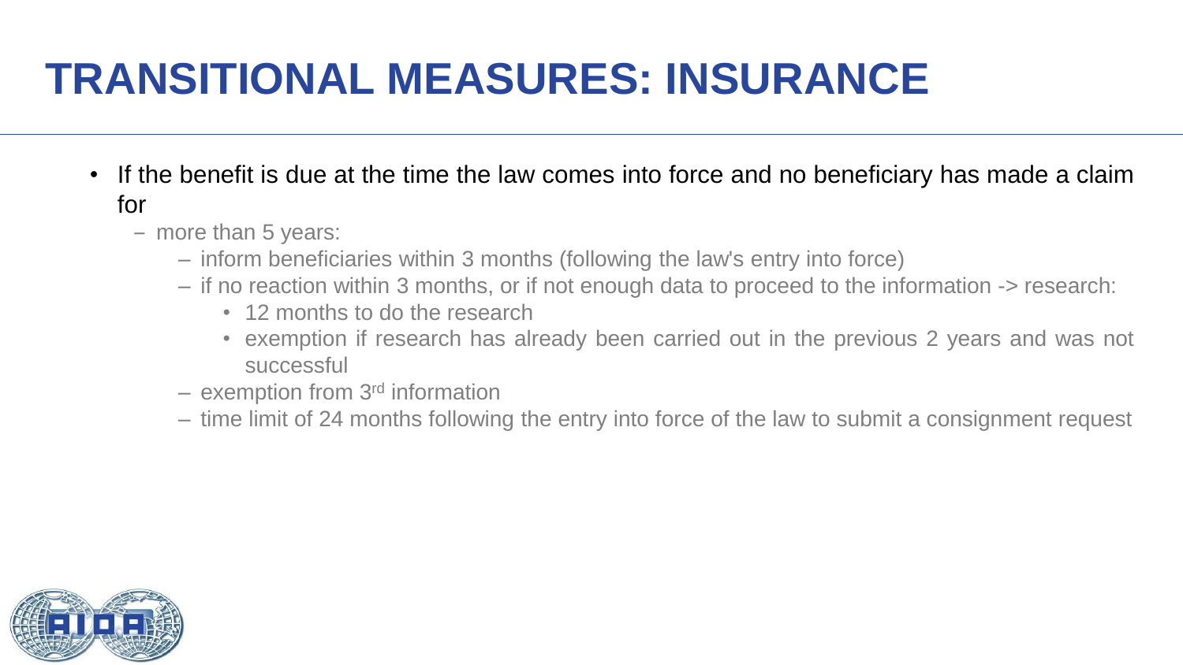# TRANSITIONAL MEASURES: INSURANCE

- If the benefit is due at the time the law comes into force and no beneficiary has made a claim for
  - more than 5 years:
    - inform beneficiaries within 3 months (following the law's entry into force)
    - if no reaction within 3 months, or if not enough data to proceed to the information -> research:
      - 12 months to do the research
      - exemption if research has already been carried out in the previous 2 years and was not successful
    - exemption from 3rd information
    - time limit of 24 months following the entry into force of the law to submit a consignment request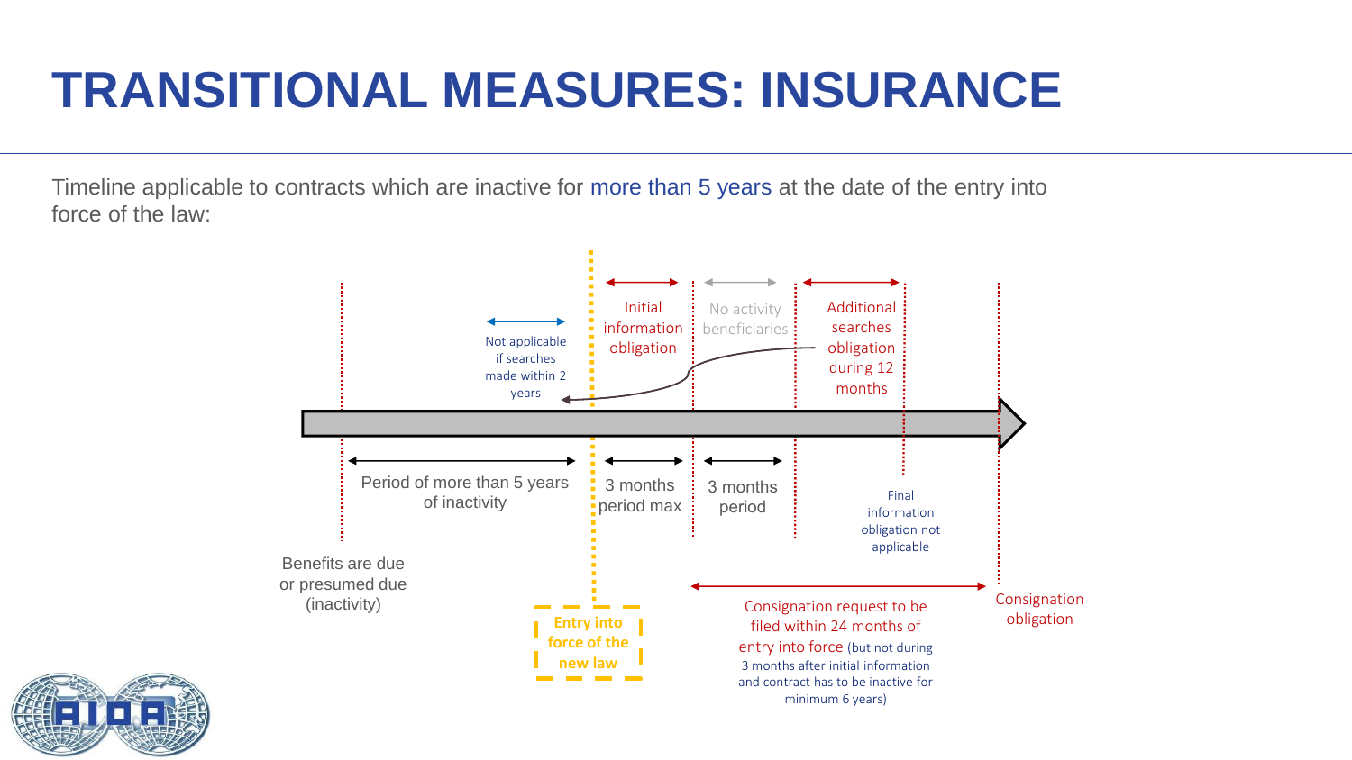# TRANSITIONAL MEASURES: INSURANCE

Timeline applicable to contracts which are inactive for more than 5 years at the date of the entry into force of the law:

Not applicable if searches made within 2 years

Initial information obligation

No activity beneficiaries

Additional searches obligation during 12 months

Period of more than 5 years of inactivity

3 months period max

3 months period

Final information obligation not applicable

Benefits are due or presumed due (inactivity)

Entry into force of the new law

Consignation request to be filed within 24 months of entry into force (but not during 3 months after initial information and contract has to be inactive for minimum 6 years)

Consignation obligation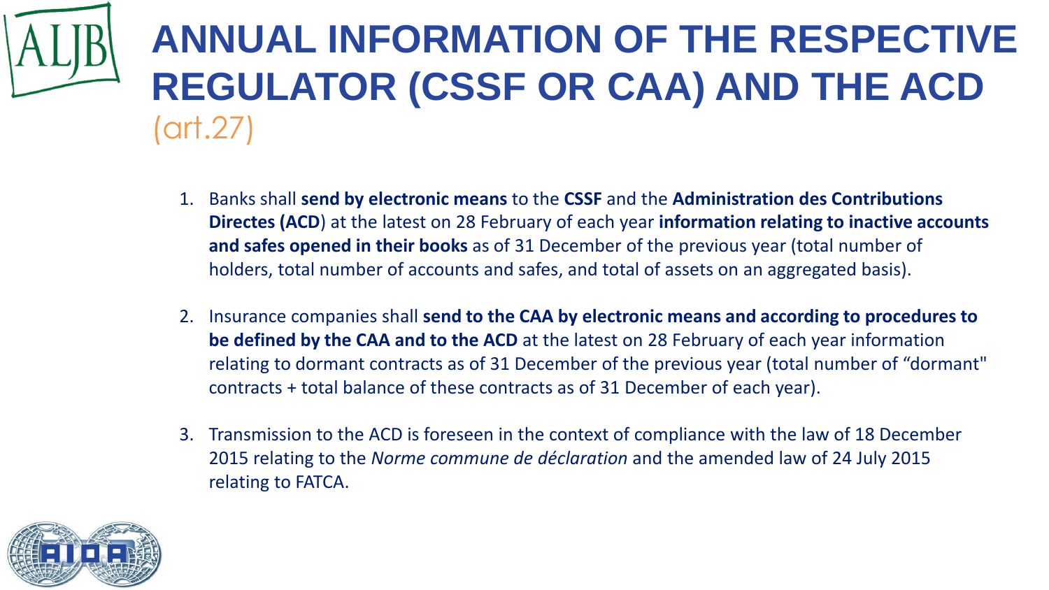# ANNUAL INFORMATION OF THE RESPECTIVE REGULATOR (CSSF OR CAA) AND THE ACD (art.27)

1. Banks shall **send by electronic means** to the **CSSF** and the **Administration des Contributions Directes (ACD**) at the latest on 28 February of each year **information relating to inactive accounts and safes opened in their books** as of 31 December of the previous year (total number of holders, total number of accounts and safes, and total of assets on an aggregated basis).

2. Insurance companies shall **send to the CAA by electronic means and according to procedures to be defined by the CAA and to the ACD** at the latest on 28 February of each year information relating to dormant contracts as of 31 December of the previous year (total number of “dormant" contracts + total balance of these contracts as of 31 December of each year).

3. Transmission to the ACD is foreseen in the context of compliance with the law of 18 December 2015 relating to the *Norme commune de déclaration* and the amended law of 24 July 2015 relating to FATCA.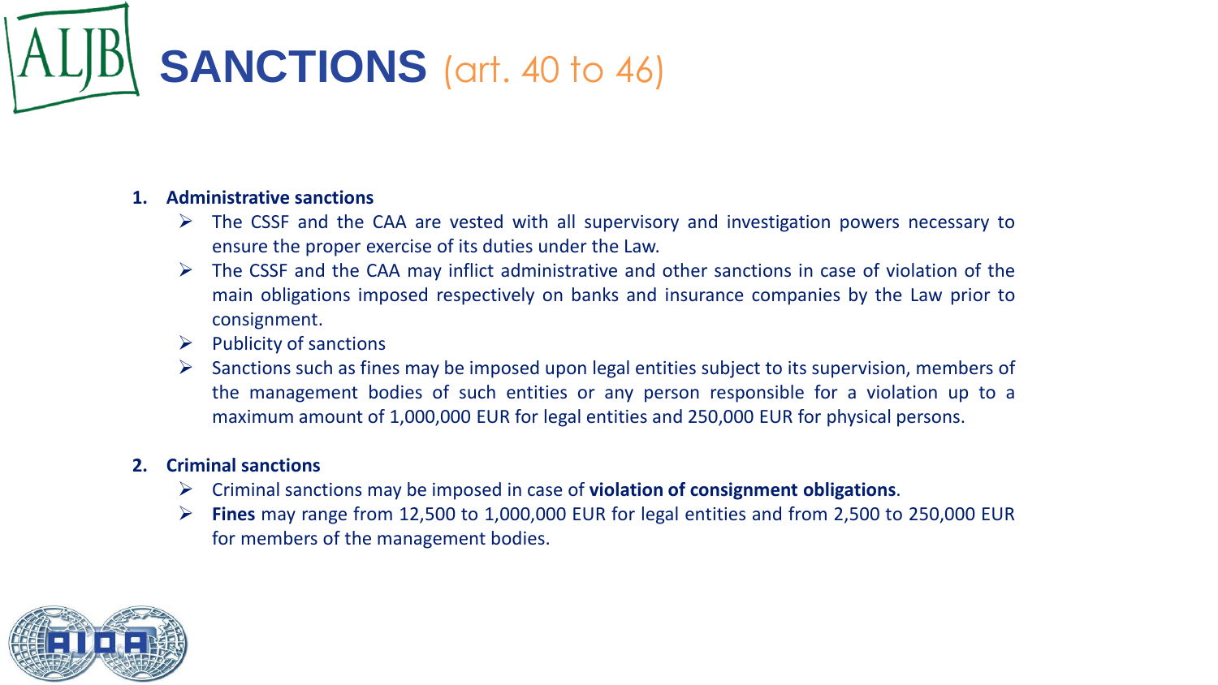# SANCTIONS (art. 40 to 46)

1. **Administrative sanctions**
   - The CSSF and the CAA are vested with all supervisory and investigation powers necessary to ensure the proper exercise of its duties under the Law.
   - The CSSF and the CAA may inflict administrative and other sanctions in case of violation of the main obligations imposed respectively on banks and insurance companies by the Law prior to consignment.
   - Publicity of sanctions
   - Sanctions such as fines may be imposed upon legal entities subject to its supervision, members of the management bodies of such entities or any person responsible for a violation up to a maximum amount of 1,000,000 EUR for legal entities and 250,000 EUR for physical persons.

2. **Criminal sanctions**
   - Criminal sanctions may be imposed in case of **violation of consignment obligations**.
   - **Fines** may range from 12,500 to 1,000,000 EUR for legal entities and from 2,500 to 250,000 EUR for members of the management bodies.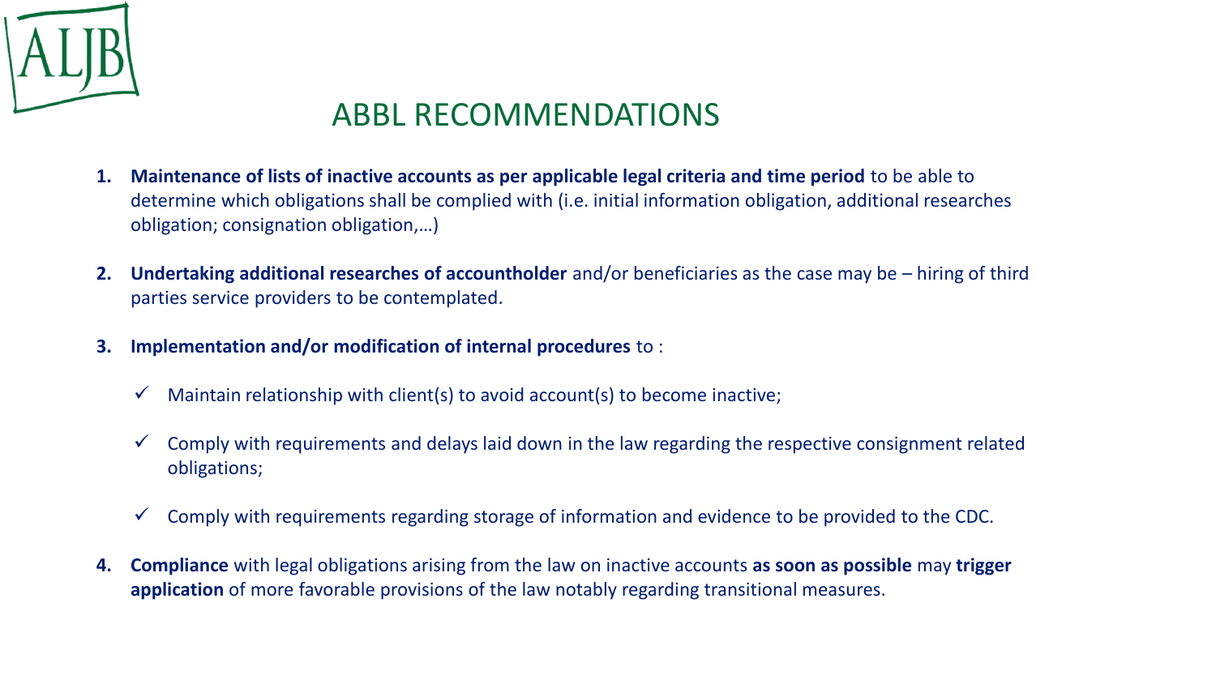# ABBL RECOMMENDATIONS

1. **Maintenance of lists of inactive accounts as per applicable legal criteria and time period** to be able to determine which obligations shall be complied with (i.e. initial information obligation, additional researches obligation; consignation obligation,…)

2. **Undertaking additional researches of accountholder** and/or beneficiaries as the case may be – hiring of third parties service providers to be contemplated.

3. **Implementation and/or modification of internal procedures** to :

   - ✓ Maintain relationship with client(s) to avoid account(s) to become inactive;

   - ✓ Comply with requirements and delays laid down in the law regarding the respective consignment related obligations;

   - ✓ Comply with requirements regarding storage of information and evidence to be provided to the CDC.

4. **Compliance** with legal obligations arising from the law on inactive accounts **as soon as possible** may **trigger application** of more favorable provisions of the law notably regarding transitional measures.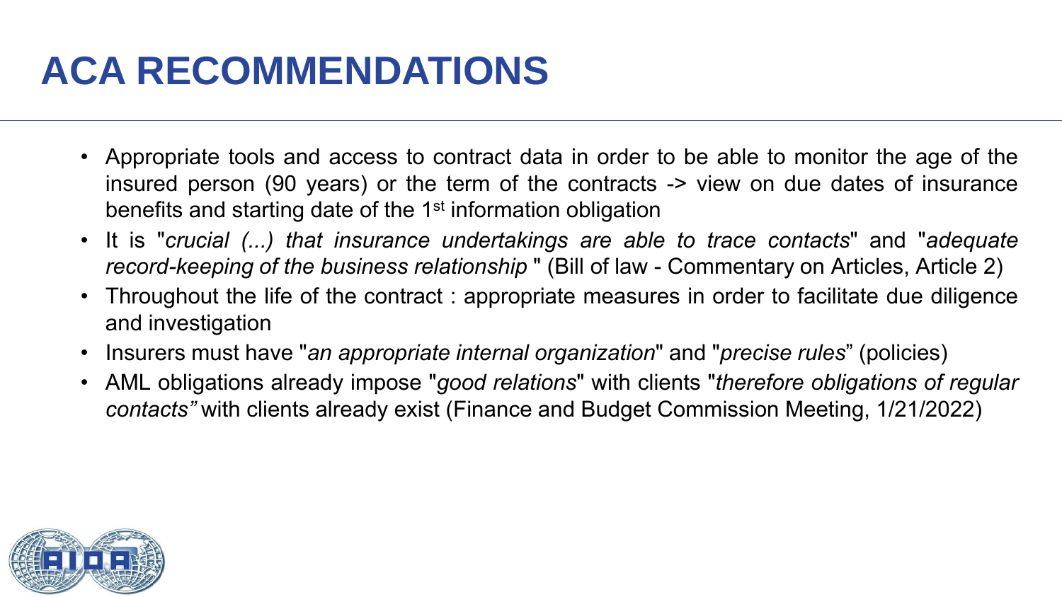# ACA RECOMMENDATIONS

- Appropriate tools and access to contract data in order to be able to monitor the age of the insured person (90 years) or the term of the contracts -> view on due dates of insurance benefits and starting date of the 1st information obligation
- It is "*crucial (...) that insurance undertakings are able to trace contacts*" and "*adequate record-keeping of the business relationship* " (Bill of law - Commentary on Articles, Article 2)
- Throughout the life of the contract : appropriate measures in order to facilitate due diligence and investigation
- Insurers must have "*an appropriate internal organization*" and "*precise rules*" (policies)
- AML obligations already impose "*good relations*" with clients "*therefore obligations of regular contacts"* with clients already exist (Finance and Budget Commission Meeting, 1/21/2022)